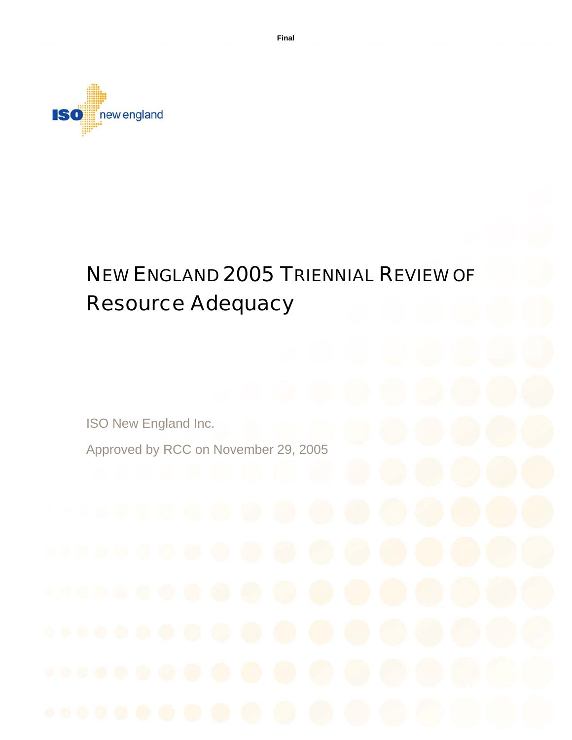Final

# NEW ENGLAND 2005 TRIENNIAL REVIEW OF Resource Adequacy

ISO New England Inc.

Approved by RCC on November 29, 2005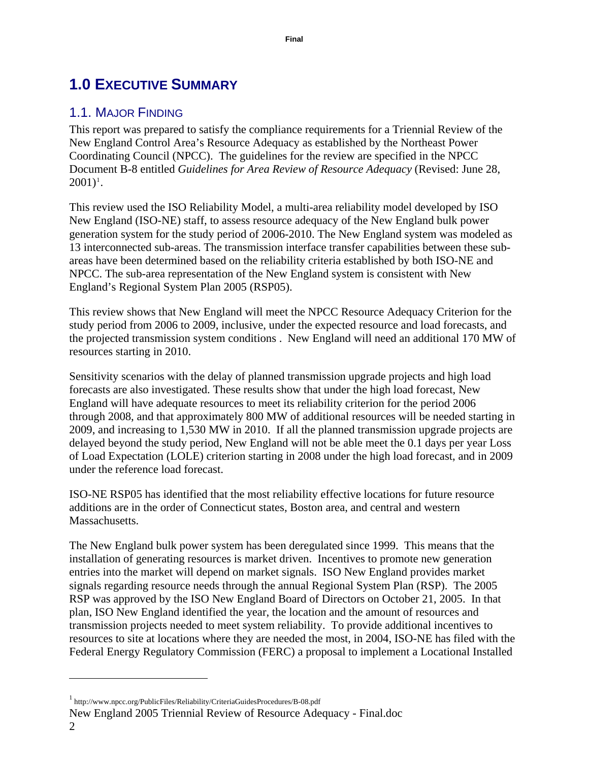# 1.0 EXECUTIVE SUMMARY

## 1.1. MAJOR FINDING

This report was prepared to satisfy the compliance requirements for a Triennial Review of the New England Control Area's Resource Adequacy as established by the Northeast Power Coordinating Council (NPCC). The guidelines for the review are specified in the NPCC Document B-8 entitled *Guidelines for Area Review of Resource Adequacy* (Revised: June 28, 2001)[1].

This review used the ISO Reliability Model, a multi-area reliability model developed by ISO New England (ISO-NE) staff, to assess resource adequacy of the New England bulk power generation system for the study period of 2006-2010. The New England system was modeled as 13 interconnected sub-areas. The transmission interface transfer capabilities between these sub-areas have been determined based on the reliability criteria established by both ISO-NE and NPCC. The sub-area representation of the New England system is consistent with New England's Regional System Plan 2005 (RSP05).

This review shows that New England will meet the NPCC Resource Adequacy Criterion for the study period from 2006 to 2009, inclusive, under the expected resource and load forecasts, and the projected transmission system conditions . New England will need an additional 170 MW of resources starting in 2010.

Sensitivity scenarios with the delay of planned transmission upgrade projects and high load forecasts are also investigated. These results show that under the high load forecast, New England will have adequate resources to meet its reliability criterion for the period 2006 through 2008, and that approximately 800 MW of additional resources will be needed starting in 2009, and increasing to 1,530 MW in 2010. If all the planned transmission upgrade projects are delayed beyond the study period, New England will not be able meet the 0.1 days per year Loss of Load Expectation (LOLE) criterion starting in 2008 under the high load forecast, and in 2009 under the reference load forecast.

ISO-NE RSP05 has identified that the most reliability effective locations for future resource additions are in the order of Connecticut states, Boston area, and central and western Massachusetts.

The New England bulk power system has been deregulated since 1999. This means that the installation of generating resources is market driven. Incentives to promote new generation entries into the market will depend on market signals. ISO New England provides market signals regarding resource needs through the annual Regional System Plan (RSP). The 2005 RSP was approved by the ISO New England Board of Directors on October 21, 2005. In that plan, ISO New England identified the year, the location and the amount of resources and transmission projects needed to meet system reliability. To provide additional incentives to resources to site at locations where they are needed the most, in 2004, ISO-NE has filed with the Federal Energy Regulatory Commission (FERC) a proposal to implement a Locational Installed

[1] http://www.npcc.org/PublicFiles/Reliability/CriteriaGuidesProcedures/B-08.pdf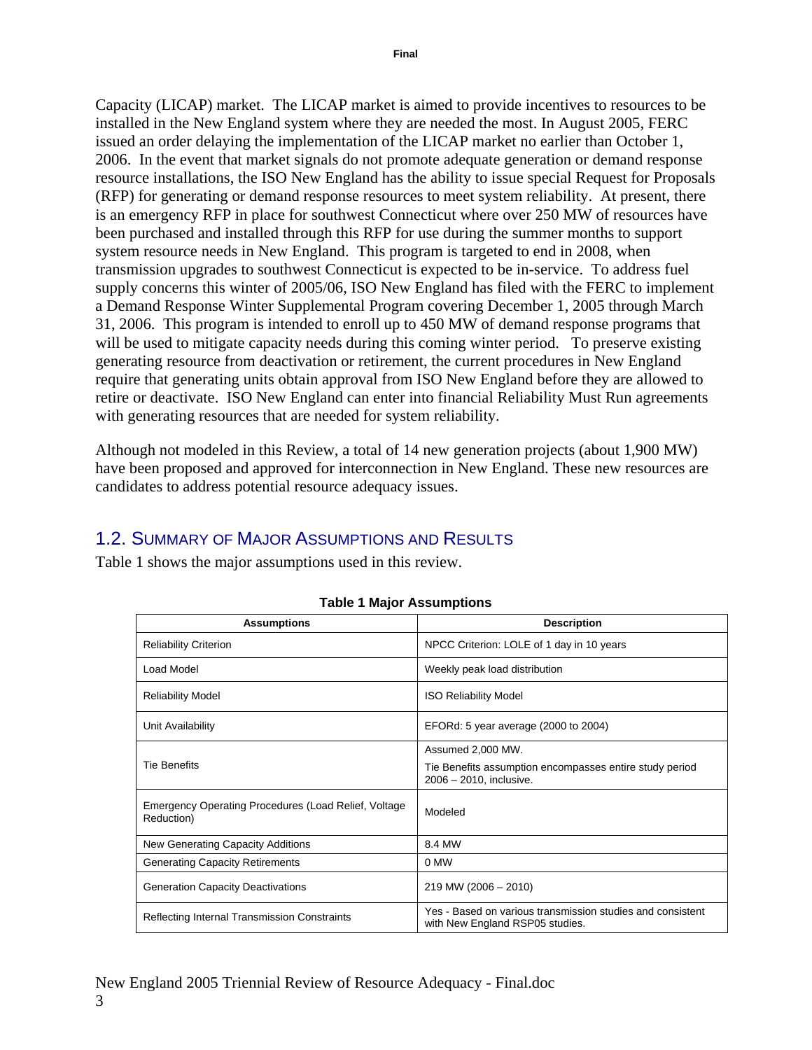Capacity (LICAP) market. The LICAP market is aimed to provide incentives to resources to be installed in the New England system where they are needed the most. In August 2005, FERC issued an order delaying the implementation of the LICAP market no earlier than October 1, 2006. In the event that market signals do not promote adequate generation or demand response resource installations, the ISO New England has the ability to issue special Request for Proposals (RFP) for generating or demand response resources to meet system reliability. At present, there is an emergency RFP in place for southwest Connecticut where over 250 MW of resources have been purchased and installed through this RFP for use during the summer months to support system resource needs in New England. This program is targeted to end in 2008, when transmission upgrades to southwest Connecticut is expected to be in-service. To address fuel supply concerns this winter of 2005/06, ISO New England has filed with the FERC to implement a Demand Response Winter Supplemental Program covering December 1, 2005 through March 31, 2006. This program is intended to enroll up to 450 MW of demand response programs that will be used to mitigate capacity needs during this coming winter period. To preserve existing generating resource from deactivation or retirement, the current procedures in New England require that generating units obtain approval from ISO New England before they are allowed to retire or deactivate. ISO New England can enter into financial Reliability Must Run agreements with generating resources that are needed for system reliability.

Although not modeled in this Review, a total of 14 new generation projects (about 1,900 MW) have been proposed and approved for interconnection in New England. These new resources are candidates to address potential resource adequacy issues.

## 1.2. Summary of Major Assumptions and Results

Table 1 shows the major assumptions used in this review.

**Table 1 Major Assumptions**

| Assumptions | Description |
|---|---|
| Reliability Criterion | NPCC Criterion: LOLE of 1 day in 10 years |
| Load Model | Weekly peak load distribution |
| Reliability Model | ISO Reliability Model |
| Unit Availability | EFORd: 5 year average (2000 to 2004) |
| Tie Benefits | Assumed 2,000 MW. Tie Benefits assumption encompasses entire study period 2006 – 2010, inclusive. |
| Emergency Operating Procedures (Load Relief, Voltage Reduction) | Modeled |
| New Generating Capacity Additions | 8.4 MW |
| Generating Capacity Retirements | 0 MW |
| Generation Capacity Deactivations | 219 MW (2006 – 2010) |
| Reflecting Internal Transmission Constraints | Yes - Based on various transmission studies and consistent with New England RSP05 studies. |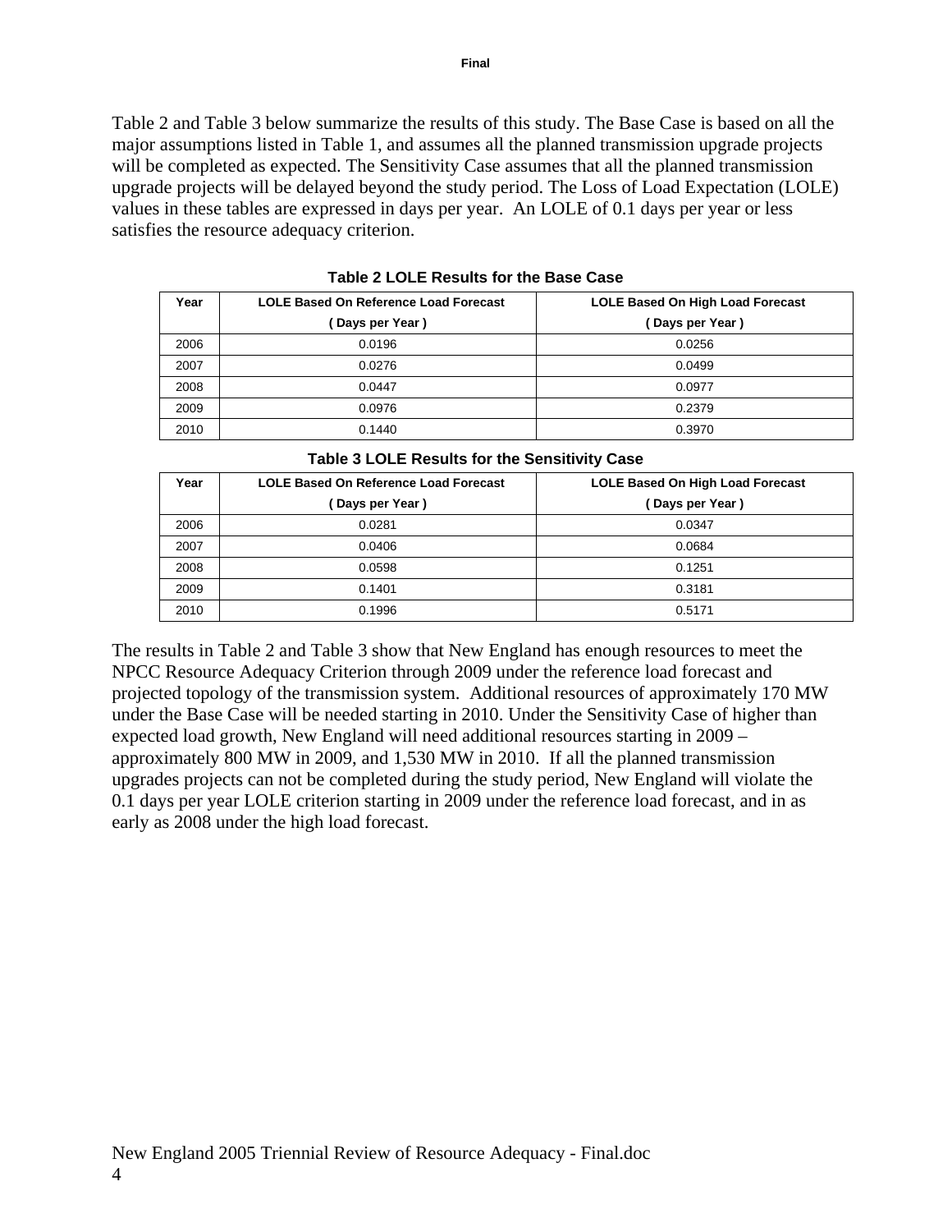Table 2 and Table 3 below summarize the results of this study. The Base Case is based on all the major assumptions listed in Table 1, and assumes all the planned transmission upgrade projects will be completed as expected. The Sensitivity Case assumes that all the planned transmission upgrade projects will be delayed beyond the study period. The Loss of Load Expectation (LOLE) values in these tables are expressed in days per year. An LOLE of 0.1 days per year or less satisfies the resource adequacy criterion.

**Table 2 LOLE Results for the Base Case**

| Year | LOLE Based On Reference Load Forecast ( Days per Year ) | LOLE Based On High Load Forecast ( Days per Year ) |
|---|---|---|
| 2006 | 0.0196 | 0.0256 |
| 2007 | 0.0276 | 0.0499 |
| 2008 | 0.0447 | 0.0977 |
| 2009 | 0.0976 | 0.2379 |
| 2010 | 0.1440 | 0.3970 |

**Table 3 LOLE Results for the Sensitivity Case**

| Year | LOLE Based On Reference Load Forecast ( Days per Year ) | LOLE Based On High Load Forecast ( Days per Year ) |
|---|---|---|
| 2006 | 0.0281 | 0.0347 |
| 2007 | 0.0406 | 0.0684 |
| 2008 | 0.0598 | 0.1251 |
| 2009 | 0.1401 | 0.3181 |
| 2010 | 0.1996 | 0.5171 |

The results in Table 2 and Table 3 show that New England has enough resources to meet the NPCC Resource Adequacy Criterion through 2009 under the reference load forecast and projected topology of the transmission system. Additional resources of approximately 170 MW under the Base Case will be needed starting in 2010. Under the Sensitivity Case of higher than expected load growth, New England will need additional resources starting in 2009 – approximately 800 MW in 2009, and 1,530 MW in 2010. If all the planned transmission upgrades projects can not be completed during the study period, New England will violate the 0.1 days per year LOLE criterion starting in 2009 under the reference load forecast, and in as early as 2008 under the high load forecast.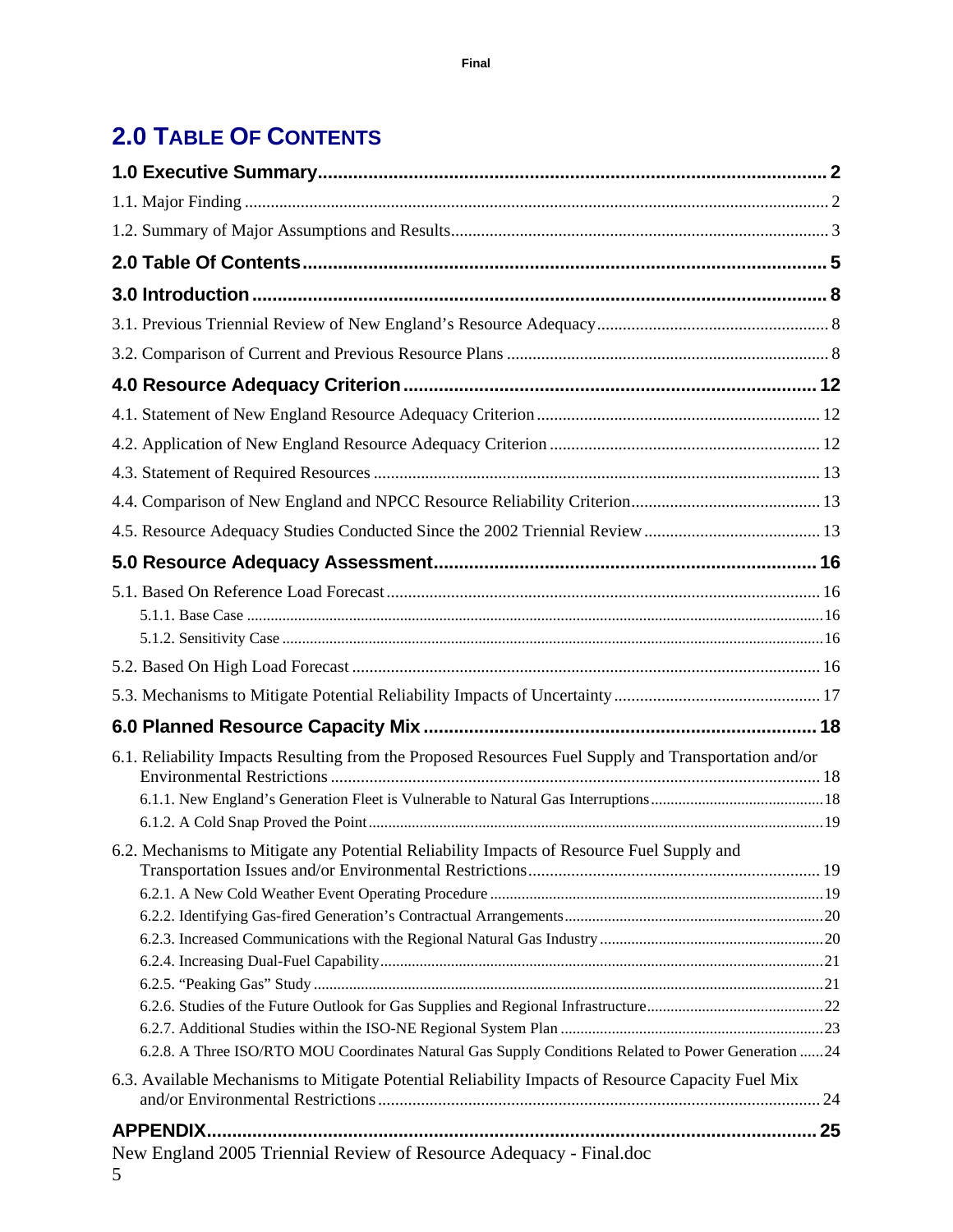# 2.0 Table Of Contents

**1.0 Executive Summary** ..... **2**

1.1. Major Finding ..... 2

1.2. Summary of Major Assumptions and Results ..... 3

**2.0 Table Of Contents** ..... **5**

**3.0 Introduction** ..... **8**

3.1. Previous Triennial Review of New England's Resource Adequacy ..... 8

3.2. Comparison of Current and Previous Resource Plans ..... 8

**4.0 Resource Adequacy Criterion** ..... **12**

4.1. Statement of New England Resource Adequacy Criterion ..... 12

4.2. Application of New England Resource Adequacy Criterion ..... 12

4.3. Statement of Required Resources ..... 13

4.4. Comparison of New England and NPCC Resource Reliability Criterion ..... 13

4.5. Resource Adequacy Studies Conducted Since the 2002 Triennial Review ..... 13

**5.0 Resource Adequacy Assessment** ..... **16**

5.1. Based On Reference Load Forecast ..... 16

- 5.1.1. Base Case ..... 16
- 5.1.2. Sensitivity Case ..... 16

5.2. Based On High Load Forecast ..... 16

5.3. Mechanisms to Mitigate Potential Reliability Impacts of Uncertainty ..... 17

**6.0 Planned Resource Capacity Mix** ..... **18**

6.1. Reliability Impacts Resulting from the Proposed Resources Fuel Supply and Transportation and/or Environmental Restrictions ..... 18

- 6.1.1. New England's Generation Fleet is Vulnerable to Natural Gas Interruptions ..... 18
- 6.1.2. A Cold Snap Proved the Point ..... 19

6.2. Mechanisms to Mitigate any Potential Reliability Impacts of Resource Fuel Supply and Transportation Issues and/or Environmental Restrictions ..... 19

- 6.2.1. A New Cold Weather Event Operating Procedure ..... 19
- 6.2.2. Identifying Gas-fired Generation's Contractual Arrangements ..... 20
- 6.2.3. Increased Communications with the Regional Natural Gas Industry ..... 20
- 6.2.4. Increasing Dual-Fuel Capability ..... 21
- 6.2.5. "Peaking Gas" Study ..... 21
- 6.2.6. Studies of the Future Outlook for Gas Supplies and Regional Infrastructure ..... 22
- 6.2.7. Additional Studies within the ISO-NE Regional System Plan ..... 23
- 6.2.8. A Three ISO/RTO MOU Coordinates Natural Gas Supply Conditions Related to Power Generation ..... 24

6.3. Available Mechanisms to Mitigate Potential Reliability Impacts of Resource Capacity Fuel Mix and/or Environmental Restrictions ..... 24

**APPENDIX** ..... **25**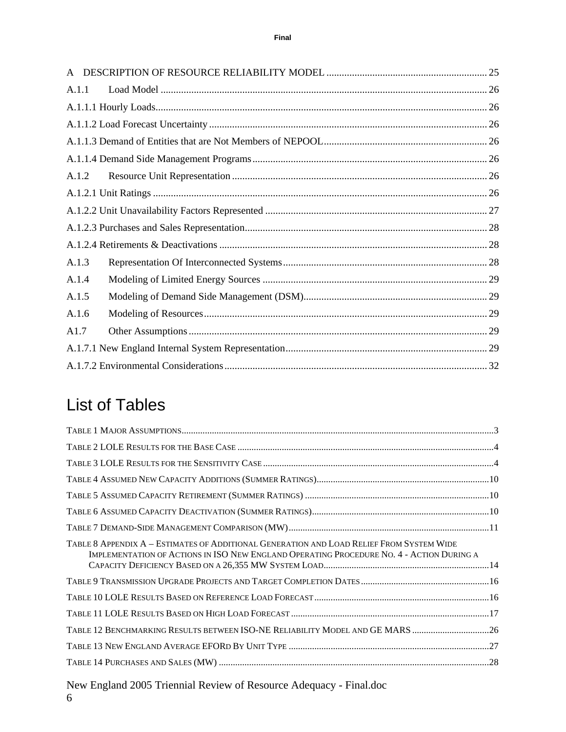A DESCRIPTION OF RESOURCE RELIABILITY MODEL ............................................................... 25

A.1.1 Load Model ............................................................................................................................... 26

A.1.1.1 Hourly Loads.................................................................................................................................. 26

A.1.1.2 Load Forecast Uncertainty ............................................................................................................ 26

A.1.1.3 Demand of Entities that are Not Members of NEPOOL................................................................ 26

A.1.1.4 Demand Side Management Programs ............................................................................................ 26

A.1.2 Resource Unit Representation ................................................................................................... 26

A.1.2.1 Unit Ratings ................................................................................................................................... 26

A.1.2.2 Unit Unavailability Factors Represented ...................................................................................... 27

A.1.2.3 Purchases and Sales Representation.............................................................................................. 28

A.1.2.4 Retirements & Deactivations ........................................................................................................ 28

A.1.3 Representation Of Interconnected Systems................................................................................ 28

A.1.4 Modeling of Limited Energy Sources ....................................................................................... 29

A.1.5 Modeling of Demand Side Management (DSM)........................................................................ 29

A.1.6 Modeling of Resources.............................................................................................................. 29

A1.7 Other Assumptions .................................................................................................................... 29

A.1.7.1 New England Internal System Representation.............................................................................. 29

A.1.7.2 Environmental Considerations....................................................................................................... 32

# List of Tables

TABLE 1 MAJOR ASSUMPTIONS.................................................................................................................3

TABLE 2 LOLE RESULTS FOR THE BASE CASE ...........................................................................................4

TABLE 3 LOLE RESULTS FOR THE SENSITIVITY CASE ................................................................................4

TABLE 4 ASSUMED NEW CAPACITY ADDITIONS (SUMMER RATINGS)........................................................10

TABLE 5 ASSUMED CAPACITY RETIREMENT (SUMMER RATINGS) .............................................................10

TABLE 6 ASSUMED CAPACITY DEACTIVATION (SUMMER RATINGS)..........................................................10

TABLE 7 DEMAND-SIDE MANAGEMENT COMPARISON (MW)....................................................................11

TABLE 8 APPENDIX A – ESTIMATES OF ADDITIONAL GENERATION AND LOAD RELIEF FROM SYSTEM WIDE IMPLEMENTATION OF ACTIONS IN ISO NEW ENGLAND OPERATING PROCEDURE NO. 4 - ACTION DURING A CAPACITY DEFICIENCY BASED ON A 26,355 MW SYSTEM LOAD......................................................................14

TABLE 9 TRANSMISSION UPGRADE PROJECTS AND TARGET COMPLETION DATES ......................................................16

TABLE 10 LOLE RESULTS BASED ON REFERENCE LOAD FORECAST..........................................................................16

TABLE 11 LOLE RESULTS BASED ON HIGH LOAD FORECAST ...................................................................................17

TABLE 12 BENCHMARKING RESULTS BETWEEN ISO-NE RELIABILITY MODEL AND GE MARS ................................26

TABLE 13 NEW ENGLAND AVERAGE EFORD BY UNIT TYPE ....................................................................................27

TABLE 14 PURCHASES AND SALES (MW) ................................................................................................................28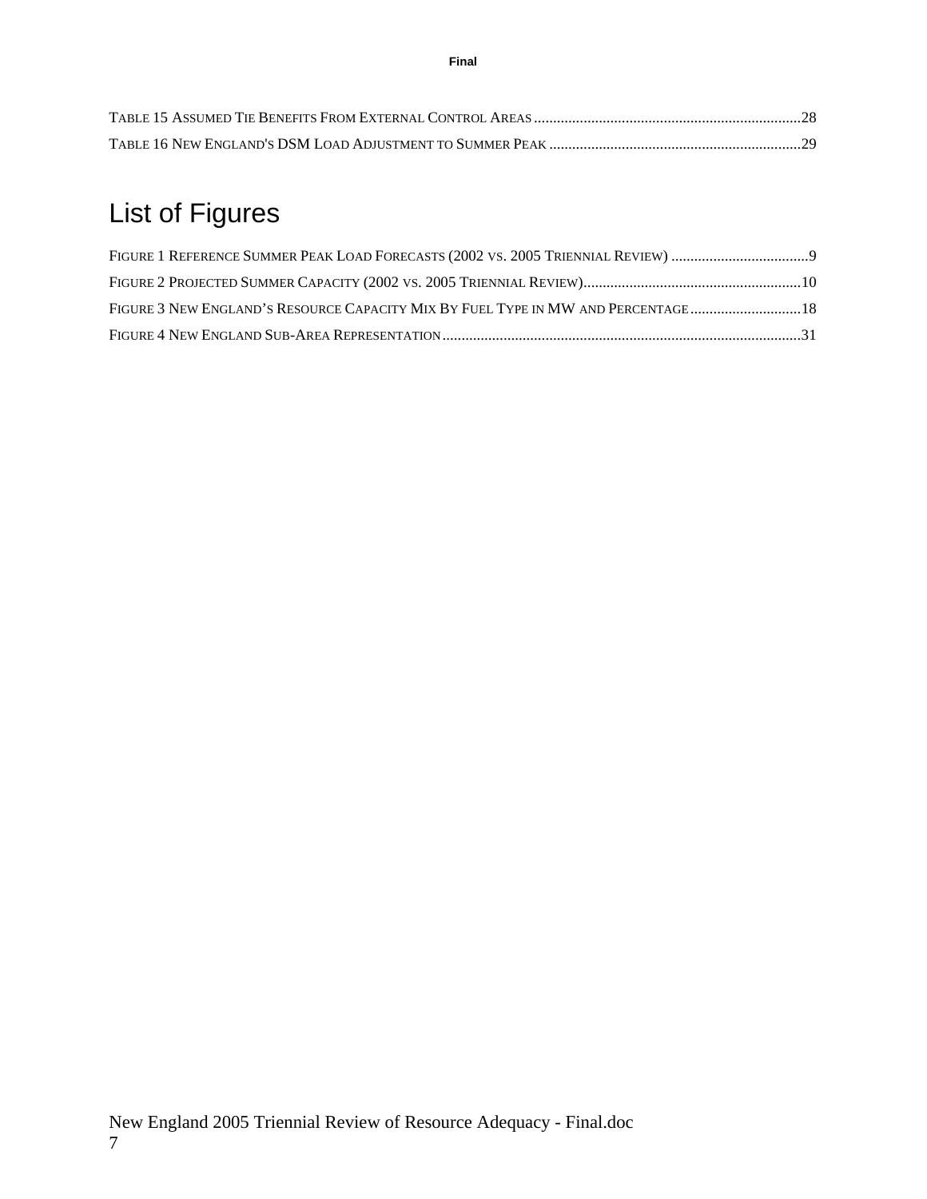TABLE 15 ASSUMED TIE BENEFITS FROM EXTERNAL CONTROL AREAS ......................................................................28
TABLE 16 NEW ENGLAND'S DSM LOAD ADJUSTMENT TO SUMMER PEAK ..................................................................29

# List of Figures

FIGURE 1 REFERENCE SUMMER PEAK LOAD FORECASTS (2002 VS. 2005 TRIENNIAL REVIEW) ....................................9
FIGURE 2 PROJECTED SUMMER CAPACITY (2002 VS. 2005 TRIENNIAL REVIEW).........................................................10
FIGURE 3 NEW ENGLAND'S RESOURCE CAPACITY MIX BY FUEL TYPE IN MW AND PERCENTAGE .............................18
FIGURE 4 NEW ENGLAND SUB-AREA REPRESENTATION .............................................................................................31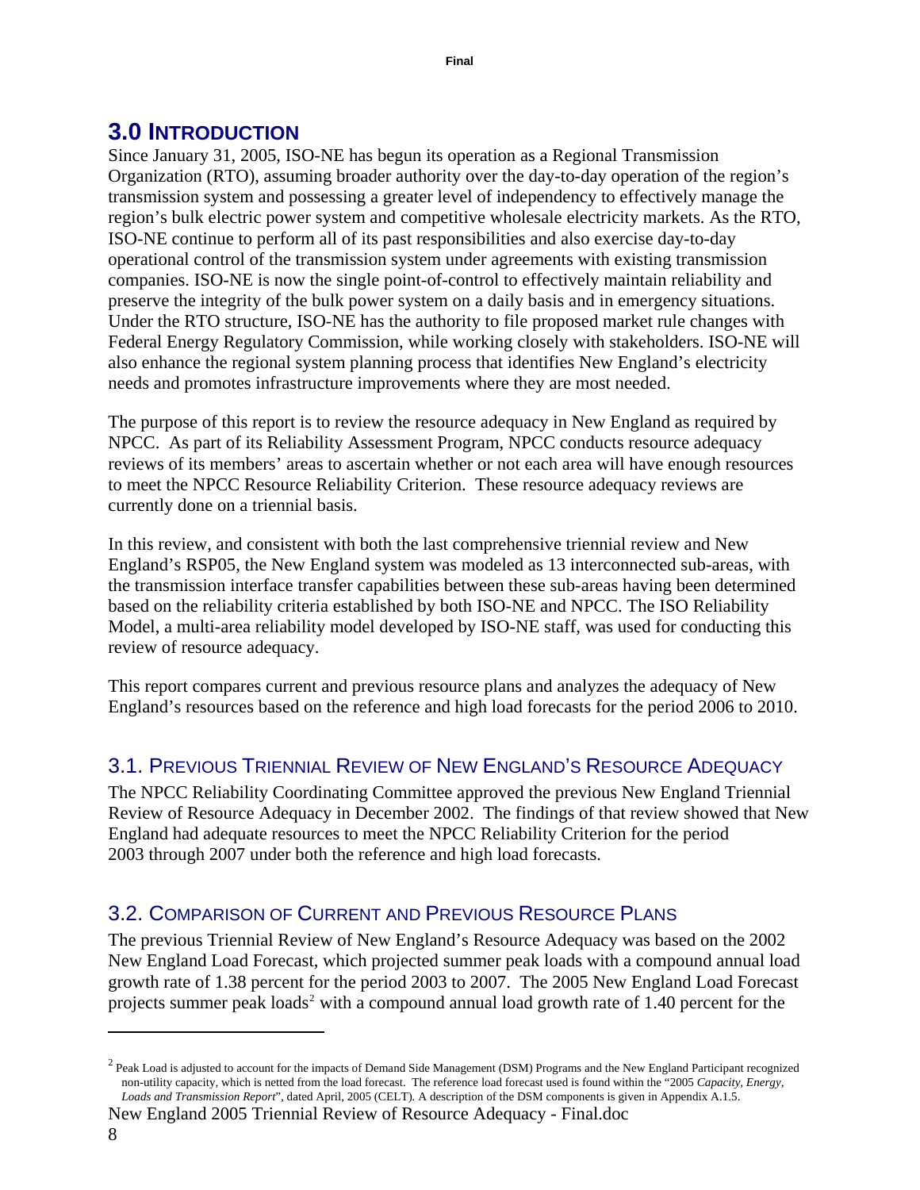## 3.0 INTRODUCTION

Since January 31, 2005, ISO-NE has begun its operation as a Regional Transmission Organization (RTO), assuming broader authority over the day-to-day operation of the region's transmission system and possessing a greater level of independency to effectively manage the region's bulk electric power system and competitive wholesale electricity markets. As the RTO, ISO-NE continue to perform all of its past responsibilities and also exercise day-to-day operational control of the transmission system under agreements with existing transmission companies. ISO-NE is now the single point-of-control to effectively maintain reliability and preserve the integrity of the bulk power system on a daily basis and in emergency situations. Under the RTO structure, ISO-NE has the authority to file proposed market rule changes with Federal Energy Regulatory Commission, while working closely with stakeholders. ISO-NE will also enhance the regional system planning process that identifies New England's electricity needs and promotes infrastructure improvements where they are most needed.

The purpose of this report is to review the resource adequacy in New England as required by NPCC. As part of its Reliability Assessment Program, NPCC conducts resource adequacy reviews of its members' areas to ascertain whether or not each area will have enough resources to meet the NPCC Resource Reliability Criterion. These resource adequacy reviews are currently done on a triennial basis.

In this review, and consistent with both the last comprehensive triennial review and New England's RSP05, the New England system was modeled as 13 interconnected sub-areas, with the transmission interface transfer capabilities between these sub-areas having been determined based on the reliability criteria established by both ISO-NE and NPCC. The ISO Reliability Model, a multi-area reliability model developed by ISO-NE staff, was used for conducting this review of resource adequacy.

This report compares current and previous resource plans and analyzes the adequacy of New England's resources based on the reference and high load forecasts for the period 2006 to 2010.

### 3.1. PREVIOUS TRIENNIAL REVIEW OF NEW ENGLAND'S RESOURCE ADEQUACY

The NPCC Reliability Coordinating Committee approved the previous New England Triennial Review of Resource Adequacy in December 2002. The findings of that review showed that New England had adequate resources to meet the NPCC Reliability Criterion for the period 2003 through 2007 under both the reference and high load forecasts.

### 3.2. COMPARISON OF CURRENT AND PREVIOUS RESOURCE PLANS

The previous Triennial Review of New England's Resource Adequacy was based on the 2002 New England Load Forecast, which projected summer peak loads with a compound annual load growth rate of 1.38 percent for the period 2003 to 2007. The 2005 New England Load Forecast projects summer peak loads[2] with a compound annual load growth rate of 1.40 percent for the

---

[2] Peak Load is adjusted to account for the impacts of Demand Side Management (DSM) Programs and the New England Participant recognized non-utility capacity, which is netted from the load forecast. The reference load forecast used is found within the "2005 *Capacity, Energy, Loads and Transmission Report*", dated April, 2005 (CELT). A description of the DSM components is given in Appendix A.1.5.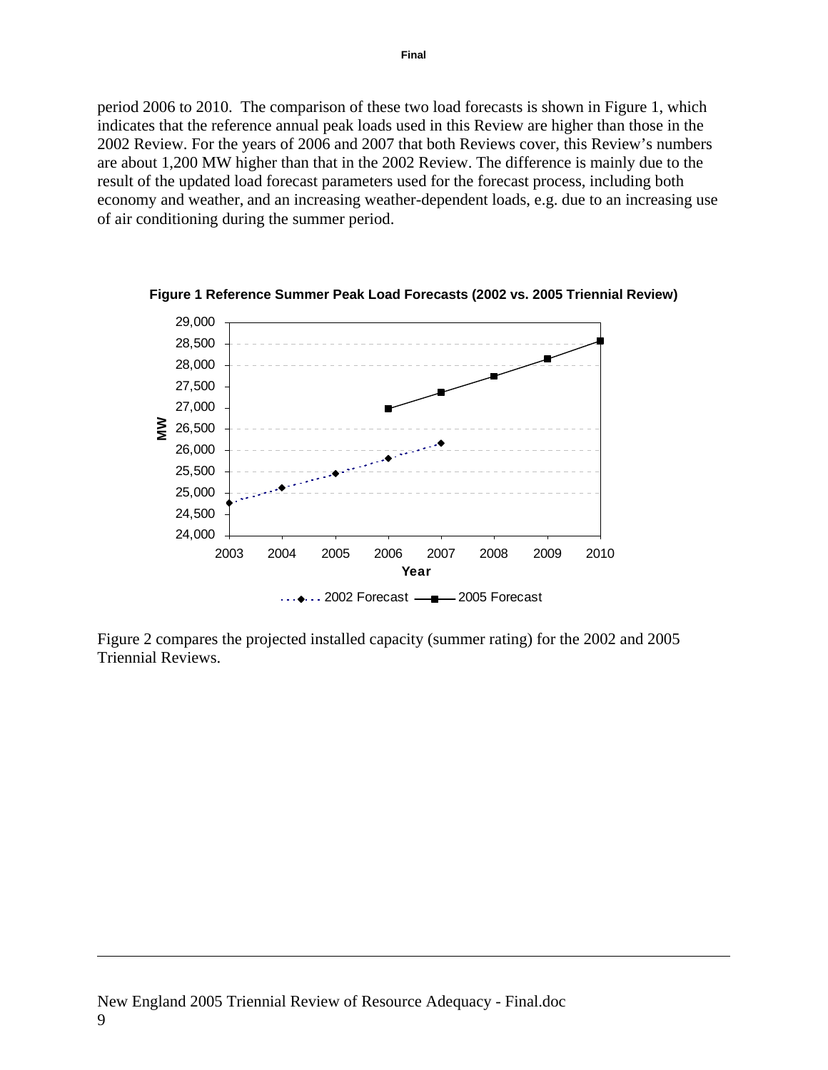period 2006 to 2010. The comparison of these two load forecasts is shown in Figure 1, which indicates that the reference annual peak loads used in this Review are higher than those in the 2002 Review. For the years of 2006 and 2007 that both Reviews cover, this Review's numbers are about 1,200 MW higher than that in the 2002 Review. The difference is mainly due to the result of the updated load forecast parameters used for the forecast process, including both economy and weather, and an increasing weather-dependent loads, e.g. due to an increasing use of air conditioning during the summer period.

**Figure 1 Reference Summer Peak Load Forecasts (2002 vs. 2005 Triennial Review)**

Figure 2 compares the projected installed capacity (summer rating) for the 2002 and 2005 Triennial Reviews.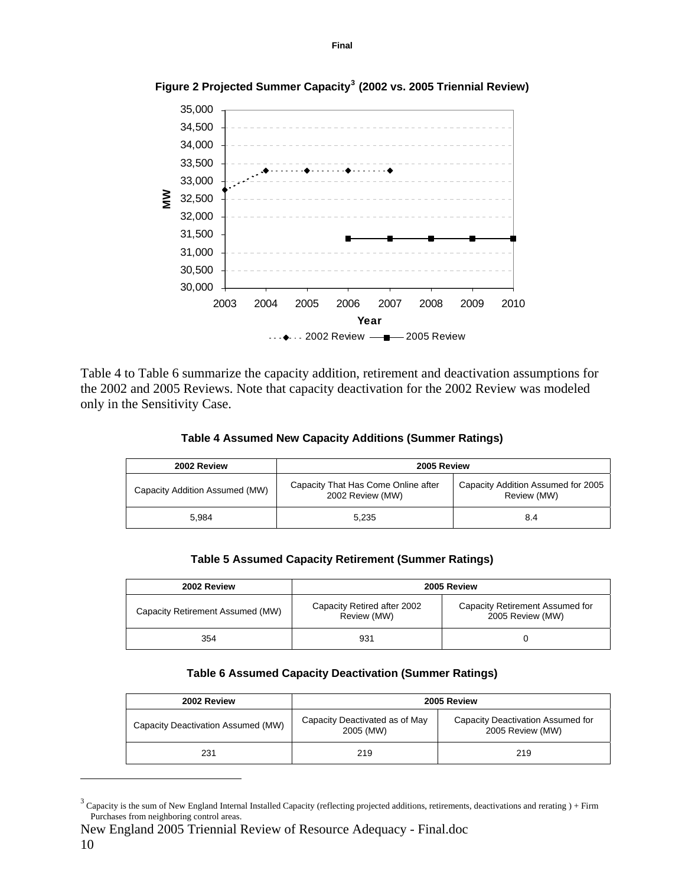**Figure 2 Projected Summer Capacity[3] (2002 vs. 2005 Triennial Review)**

Table 4 to Table 6 summarize the capacity addition, retirement and deactivation assumptions for the 2002 and 2005 Reviews. Note that capacity deactivation for the 2002 Review was modeled only in the Sensitivity Case.

**Table 4 Assumed New Capacity Additions (Summer Ratings)**

| 2002 Review | 2005 Review | |
|---|---|---|
| Capacity Addition Assumed (MW) | Capacity That Has Come Online after 2002 Review (MW) | Capacity Addition Assumed for 2005 Review (MW) |
| 5,984 | 5,235 | 8.4 |

**Table 5 Assumed Capacity Retirement (Summer Ratings)**

| 2002 Review | 2005 Review | |
|---|---|---|
| Capacity Retirement Assumed (MW) | Capacity Retired after 2002 Review (MW) | Capacity Retirement Assumed for 2005 Review (MW) |
| 354 | 931 | 0 |

**Table 6 Assumed Capacity Deactivation (Summer Ratings)**

| 2002 Review | 2005 Review | |
|---|---|---|
| Capacity Deactivation Assumed (MW) | Capacity Deactivated as of May 2005 (MW) | Capacity Deactivation Assumed for 2005 Review (MW) |
| 231 | 219 | 219 |

[3] Capacity is the sum of New England Internal Installed Capacity (reflecting projected additions, retirements, deactivations and rerating ) + Firm Purchases from neighboring control areas.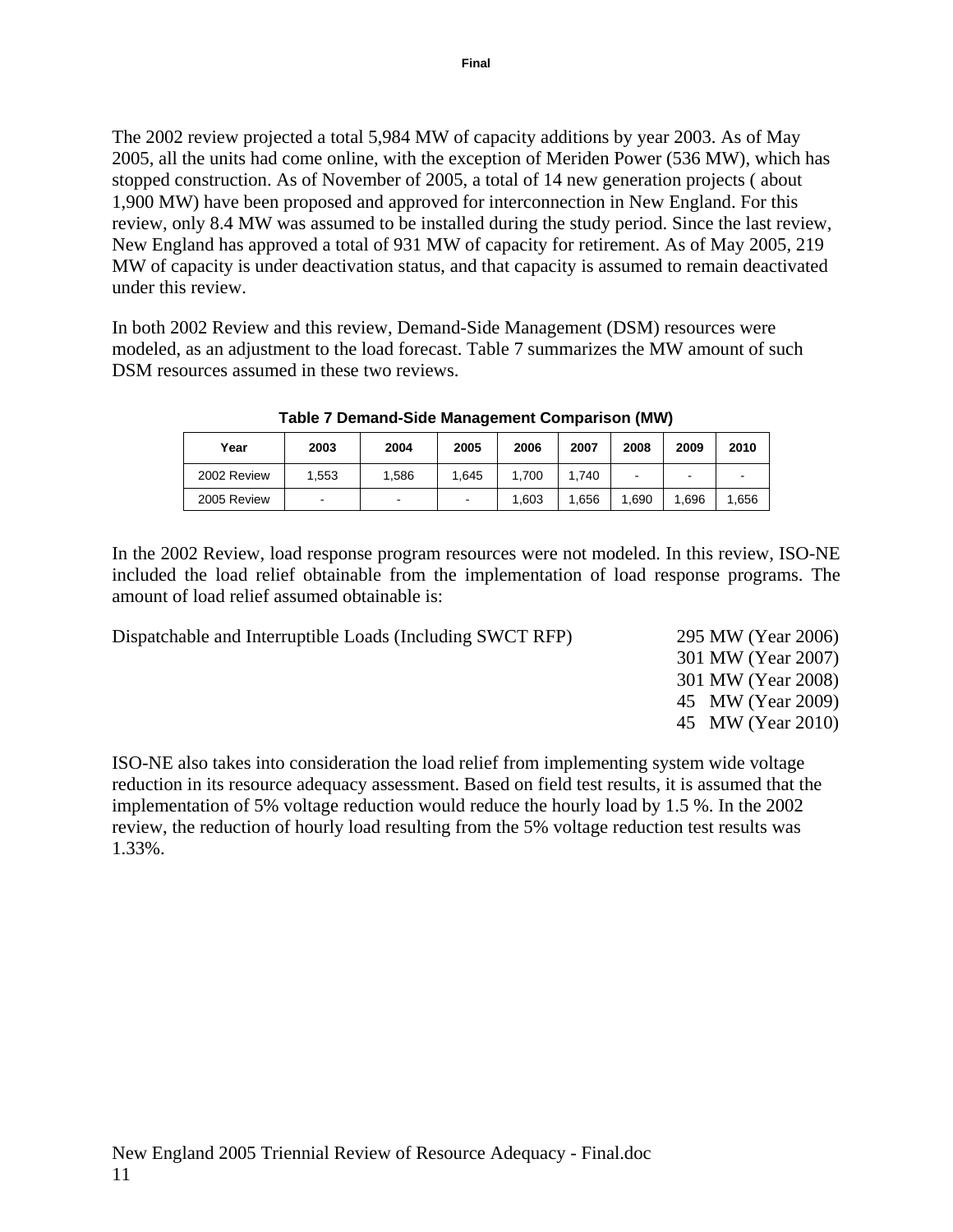The 2002 review projected a total 5,984 MW of capacity additions by year 2003. As of May 2005, all the units had come online, with the exception of Meriden Power (536 MW), which has stopped construction. As of November of 2005, a total of 14 new generation projects ( about 1,900 MW) have been proposed and approved for interconnection in New England. For this review, only 8.4 MW was assumed to be installed during the study period. Since the last review, New England has approved a total of 931 MW of capacity for retirement. As of May 2005, 219 MW of capacity is under deactivation status, and that capacity is assumed to remain deactivated under this review.

In both 2002 Review and this review, Demand-Side Management (DSM) resources were modeled, as an adjustment to the load forecast. Table 7 summarizes the MW amount of such DSM resources assumed in these two reviews.

**Table 7 Demand-Side Management Comparison (MW)**

| Year | 2003 | 2004 | 2005 | 2006 | 2007 | 2008 | 2009 | 2010 |
|---|---|---|---|---|---|---|---|---|
| 2002 Review | 1,553 | 1,586 | 1,645 | 1,700 | 1,740 | - | - | - |
| 2005 Review | - | - | - | 1,603 | 1,656 | 1,690 | 1,696 | 1,656 |

In the 2002 Review, load response program resources were not modeled. In this review, ISO-NE included the load relief obtainable from the implementation of load response programs. The amount of load relief assumed obtainable is:

Dispatchable and Interruptible Loads (Including SWCT RFP)
- 295 MW (Year 2006)
- 301 MW (Year 2007)
- 301 MW (Year 2008)
- 45 MW (Year 2009)
- 45 MW (Year 2010)

ISO-NE also takes into consideration the load relief from implementing system wide voltage reduction in its resource adequacy assessment. Based on field test results, it is assumed that the implementation of 5% voltage reduction would reduce the hourly load by 1.5 %. In the 2002 review, the reduction of hourly load resulting from the 5% voltage reduction test results was 1.33%.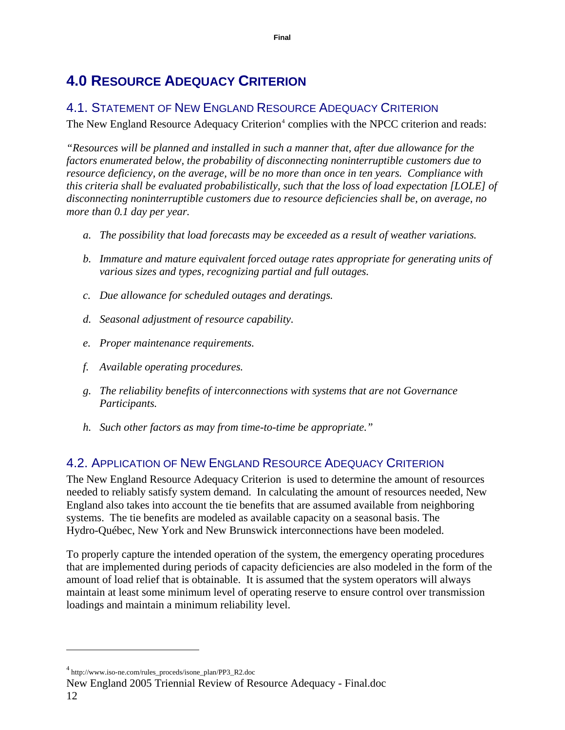# 4.0 Resource Adequacy Criterion

## 4.1. Statement of New England Resource Adequacy Criterion

The New England Resource Adequacy Criterion[4] complies with the NPCC criterion and reads:

*"Resources will be planned and installed in such a manner that, after due allowance for the factors enumerated below, the probability of disconnecting noninterruptible customers due to resource deficiency, on the average, will be no more than once in ten years. Compliance with this criteria shall be evaluated probabilistically, such that the loss of load expectation [LOLE] of disconnecting noninterruptible customers due to resource deficiencies shall be, on average, no more than 0.1 day per year.*

- *a. The possibility that load forecasts may be exceeded as a result of weather variations.*
- *b. Immature and mature equivalent forced outage rates appropriate for generating units of various sizes and types, recognizing partial and full outages.*
- *c. Due allowance for scheduled outages and deratings.*
- *d. Seasonal adjustment of resource capability.*
- *e. Proper maintenance requirements.*
- *f. Available operating procedures.*
- *g. The reliability benefits of interconnections with systems that are not Governance Participants.*
- *h. Such other factors as may from time-to-time be appropriate."*

## 4.2. Application of New England Resource Adequacy Criterion

The New England Resource Adequacy Criterion is used to determine the amount of resources needed to reliably satisfy system demand. In calculating the amount of resources needed, New England also takes into account the tie benefits that are assumed available from neighboring systems. The tie benefits are modeled as available capacity on a seasonal basis. The Hydro-Québec, New York and New Brunswick interconnections have been modeled.

To properly capture the intended operation of the system, the emergency operating procedures that are implemented during periods of capacity deficiencies are also modeled in the form of the amount of load relief that is obtainable. It is assumed that the system operators will always maintain at least some minimum level of operating reserve to ensure control over transmission loadings and maintain a minimum reliability level.

---

[4] http://www.iso-ne.com/rules_proceds/isone_plan/PP3_R2.doc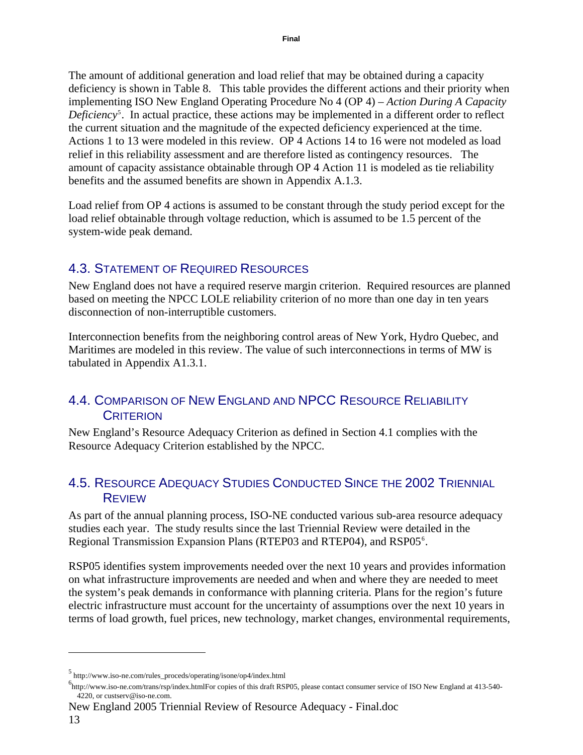The amount of additional generation and load relief that may be obtained during a capacity deficiency is shown in Table 8. This table provides the different actions and their priority when implementing ISO New England Operating Procedure No 4 (OP 4) – *Action During A Capacity Deficiency*[5]. In actual practice, these actions may be implemented in a different order to reflect the current situation and the magnitude of the expected deficiency experienced at the time. Actions 1 to 13 were modeled in this review. OP 4 Actions 14 to 16 were not modeled as load relief in this reliability assessment and are therefore listed as contingency resources. The amount of capacity assistance obtainable through OP 4 Action 11 is modeled as tie reliability benefits and the assumed benefits are shown in Appendix A.1.3.

Load relief from OP 4 actions is assumed to be constant through the study period except for the load relief obtainable through voltage reduction, which is assumed to be 1.5 percent of the system-wide peak demand.

## 4.3. Statement of Required Resources

New England does not have a required reserve margin criterion. Required resources are planned based on meeting the NPCC LOLE reliability criterion of no more than one day in ten years disconnection of non-interruptible customers.

Interconnection benefits from the neighboring control areas of New York, Hydro Quebec, and Maritimes are modeled in this review. The value of such interconnections in terms of MW is tabulated in Appendix A1.3.1.

## 4.4. Comparison of New England and NPCC Resource Reliability Criterion

New England's Resource Adequacy Criterion as defined in Section 4.1 complies with the Resource Adequacy Criterion established by the NPCC.

## 4.5. Resource Adequacy Studies Conducted Since the 2002 Triennial Review

As part of the annual planning process, ISO-NE conducted various sub-area resource adequacy studies each year. The study results since the last Triennial Review were detailed in the Regional Transmission Expansion Plans (RTEP03 and RTEP04), and RSP05[6].

RSP05 identifies system improvements needed over the next 10 years and provides information on what infrastructure improvements are needed and when and where they are needed to meet the system's peak demands in conformance with planning criteria. Plans for the region's future electric infrastructure must account for the uncertainty of assumptions over the next 10 years in terms of load growth, fuel prices, new technology, market changes, environmental requirements,

---

[5] http://www.iso-ne.com/rules_proceds/operating/isone/op4/index.html

[6] http://www.iso-ne.com/trans/rsp/index.htmlFor copies of this draft RSP05, please contact consumer service of ISO New England at 413-540-4220, or custserv@iso-ne.com.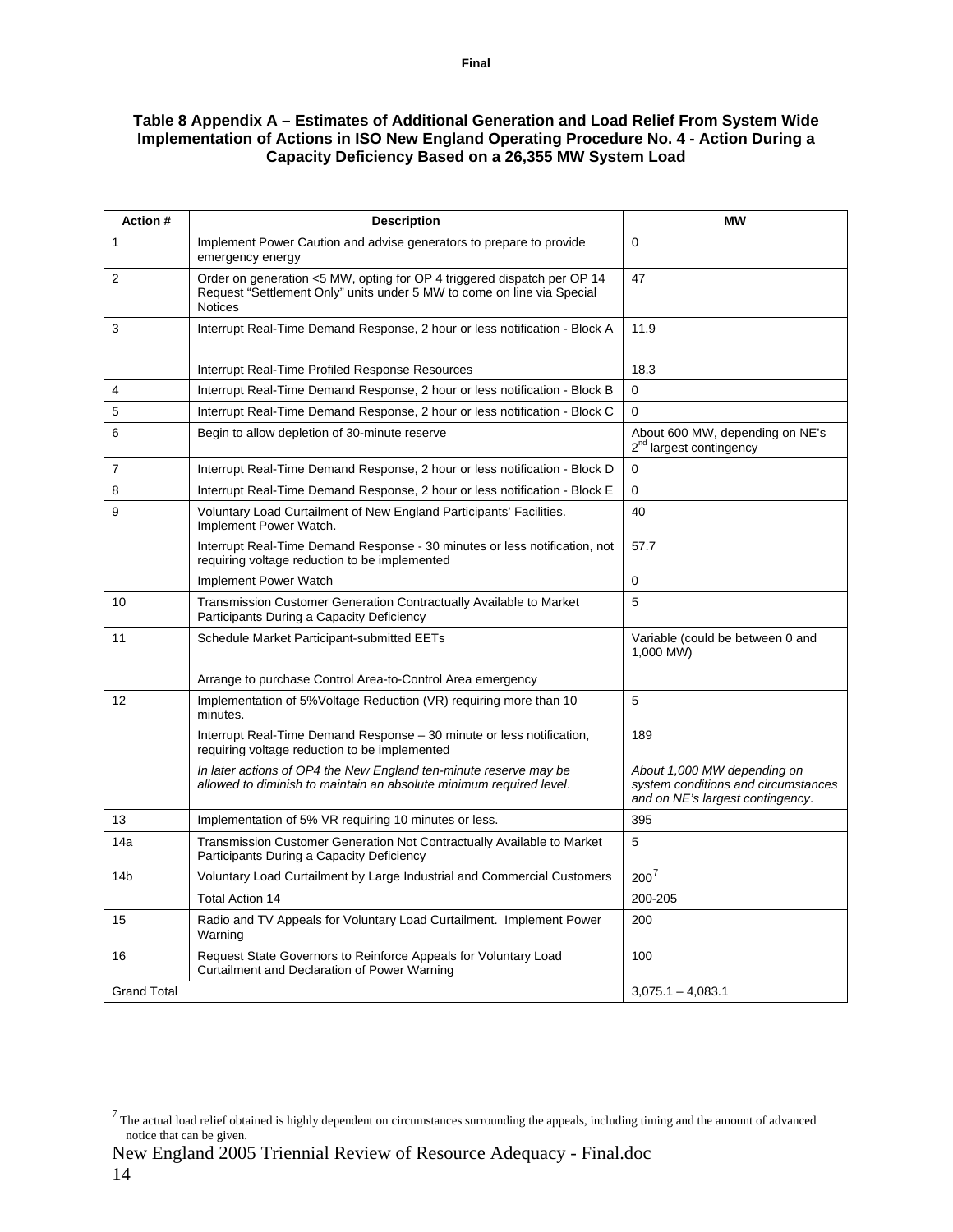**Table 8 Appendix A – Estimates of Additional Generation and Load Relief From System Wide Implementation of Actions in ISO New England Operating Procedure No. 4 - Action During a Capacity Deficiency Based on a 26,355 MW System Load**

| Action # | Description | MW |
|---|---|---|
| 1 | Implement Power Caution and advise generators to prepare to provide emergency energy | 0 |
| 2 | Order on generation <5 MW, opting for OP 4 triggered dispatch per OP 14 Request "Settlement Only" units under 5 MW to come on line via Special Notices | 47 |
| 3 | Interrupt Real-Time Demand Response, 2 hour or less notification - Block A | 11.9 |
| | Interrupt Real-Time Profiled Response Resources | 18.3 |
| 4 | Interrupt Real-Time Demand Response, 2 hour or less notification - Block B | 0 |
| 5 | Interrupt Real-Time Demand Response, 2 hour or less notification - Block C | 0 |
| 6 | Begin to allow depletion of 30-minute reserve | About 600 MW, depending on NE's 2nd largest contingency |
| 7 | Interrupt Real-Time Demand Response, 2 hour or less notification - Block D | 0 |
| 8 | Interrupt Real-Time Demand Response, 2 hour or less notification - Block E | 0 |
| 9 | Voluntary Load Curtailment of New England Participants' Facilities. Implement Power Watch. | 40 |
| | Interrupt Real-Time Demand Response - 30 minutes or less notification, not requiring voltage reduction to be implemented | 57.7 |
| | Implement Power Watch | 0 |
| 10 | Transmission Customer Generation Contractually Available to Market Participants During a Capacity Deficiency | 5 |
| 11 | Schedule Market Participant-submitted EETs | Variable (could be between 0 and 1,000 MW) |
| | Arrange to purchase Control Area-to-Control Area emergency | |
| 12 | Implementation of 5%Voltage Reduction (VR) requiring more than 10 minutes. | 5 |
| | Interrupt Real-Time Demand Response – 30 minute or less notification, requiring voltage reduction to be implemented | 189 |
| | *In later actions of OP4 the New England ten-minute reserve may be allowed to diminish to maintain an absolute minimum required level.* | *About 1,000 MW depending on system conditions and circumstances and on NE's largest contingency.* |
| 13 | Implementation of 5% VR requiring 10 minutes or less. | 395 |
| 14a | Transmission Customer Generation Not Contractually Available to Market Participants During a Capacity Deficiency | 5 |
| 14b | Voluntary Load Curtailment by Large Industrial and Commercial Customers | 200[7] |
| | Total Action 14 | 200-205 |
| 15 | Radio and TV Appeals for Voluntary Load Curtailment. Implement Power Warning | 200 |
| 16 | Request State Governors to Reinforce Appeals for Voluntary Load Curtailment and Declaration of Power Warning | 100 |
| Grand Total | | 3,075.1 – 4,083.1 |

[7] The actual load relief obtained is highly dependent on circumstances surrounding the appeals, including timing and the amount of advanced notice that can be given.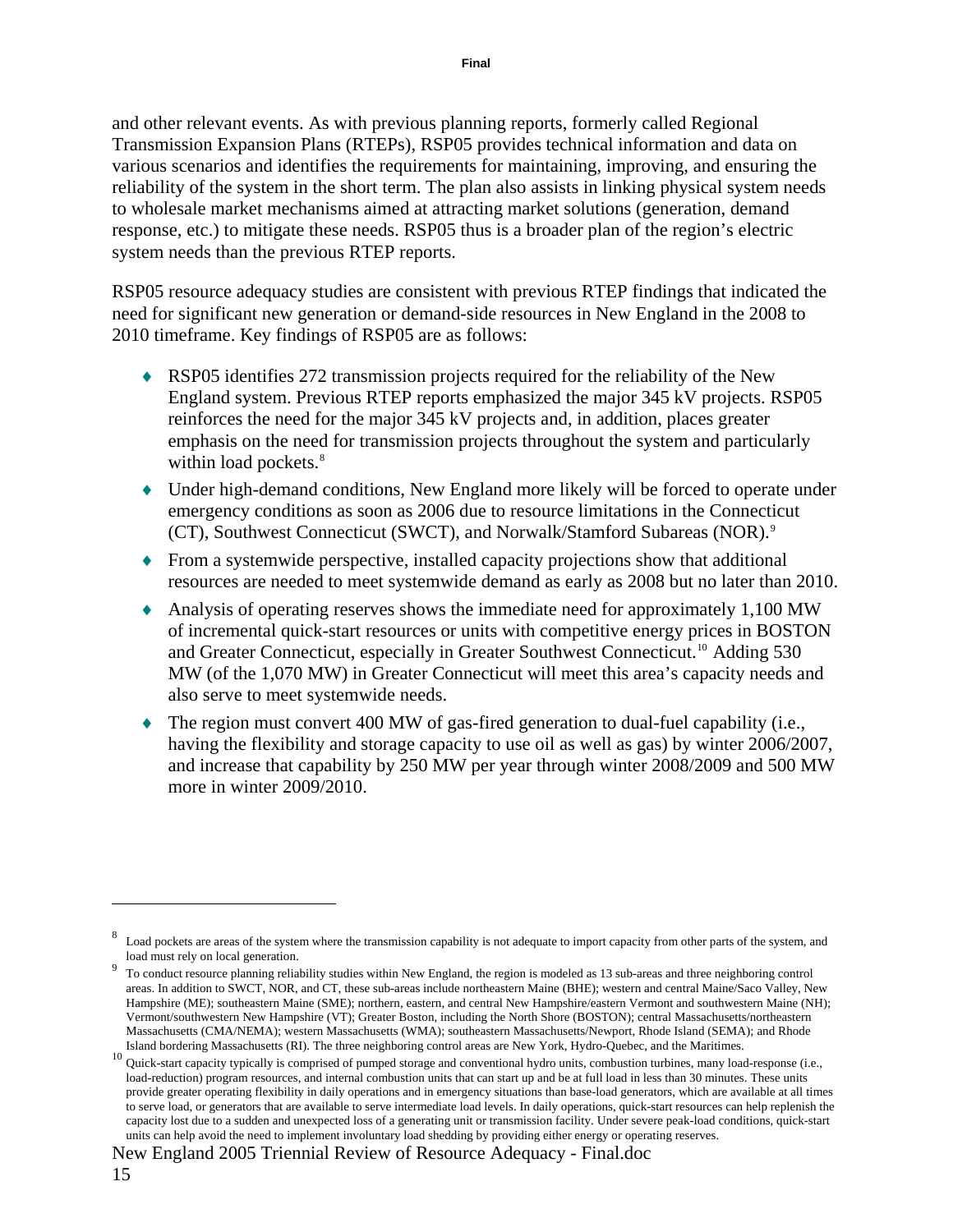and other relevant events. As with previous planning reports, formerly called Regional Transmission Expansion Plans (RTEPs), RSP05 provides technical information and data on various scenarios and identifies the requirements for maintaining, improving, and ensuring the reliability of the system in the short term. The plan also assists in linking physical system needs to wholesale market mechanisms aimed at attracting market solutions (generation, demand response, etc.) to mitigate these needs. RSP05 thus is a broader plan of the region's electric system needs than the previous RTEP reports.

RSP05 resource adequacy studies are consistent with previous RTEP findings that indicated the need for significant new generation or demand-side resources in New England in the 2008 to 2010 timeframe. Key findings of RSP05 are as follows:

- RSP05 identifies 272 transmission projects required for the reliability of the New England system. Previous RTEP reports emphasized the major 345 kV projects. RSP05 reinforces the need for the major 345 kV projects and, in addition, places greater emphasis on the need for transmission projects throughout the system and particularly within load pockets.[8]
- Under high-demand conditions, New England more likely will be forced to operate under emergency conditions as soon as 2006 due to resource limitations in the Connecticut (CT), Southwest Connecticut (SWCT), and Norwalk/Stamford Subareas (NOR).[9]
- From a systemwide perspective, installed capacity projections show that additional resources are needed to meet systemwide demand as early as 2008 but no later than 2010.
- Analysis of operating reserves shows the immediate need for approximately 1,100 MW of incremental quick-start resources or units with competitive energy prices in BOSTON and Greater Connecticut, especially in Greater Southwest Connecticut.[10] Adding 530 MW (of the 1,070 MW) in Greater Connecticut will meet this area's capacity needs and also serve to meet systemwide needs.
- The region must convert 400 MW of gas-fired generation to dual-fuel capability (i.e., having the flexibility and storage capacity to use oil as well as gas) by winter 2006/2007, and increase that capability by 250 MW per year through winter 2008/2009 and 500 MW more in winter 2009/2010.

---

[8] Load pockets are areas of the system where the transmission capability is not adequate to import capacity from other parts of the system, and load must rely on local generation.

[9] To conduct resource planning reliability studies within New England, the region is modeled as 13 sub-areas and three neighboring control areas. In addition to SWCT, NOR, and CT, these sub-areas include northeastern Maine (BHE); western and central Maine/Saco Valley, New Hampshire (ME); southeastern Maine (SME); northern, eastern, and central New Hampshire/eastern Vermont and southwestern Maine (NH); Vermont/southwestern New Hampshire (VT); Greater Boston, including the North Shore (BOSTON); central Massachusetts/northeastern Massachusetts (CMA/NEMA); western Massachusetts (WMA); southeastern Massachusetts/Newport, Rhode Island (SEMA); and Rhode Island bordering Massachusetts (RI). The three neighboring control areas are New York, Hydro-Quebec, and the Maritimes.

[10] Quick-start capacity typically is comprised of pumped storage and conventional hydro units, combustion turbines, many load-response (i.e., load-reduction) program resources, and internal combustion units that can start up and be at full load in less than 30 minutes. These units provide greater operating flexibility in daily operations and in emergency situations than base-load generators, which are available at all times to serve load, or generators that are available to serve intermediate load levels. In daily operations, quick-start resources can help replenish the capacity lost due to a sudden and unexpected loss of a generating unit or transmission facility. Under severe peak-load conditions, quick-start units can help avoid the need to implement involuntary load shedding by providing either energy or operating reserves.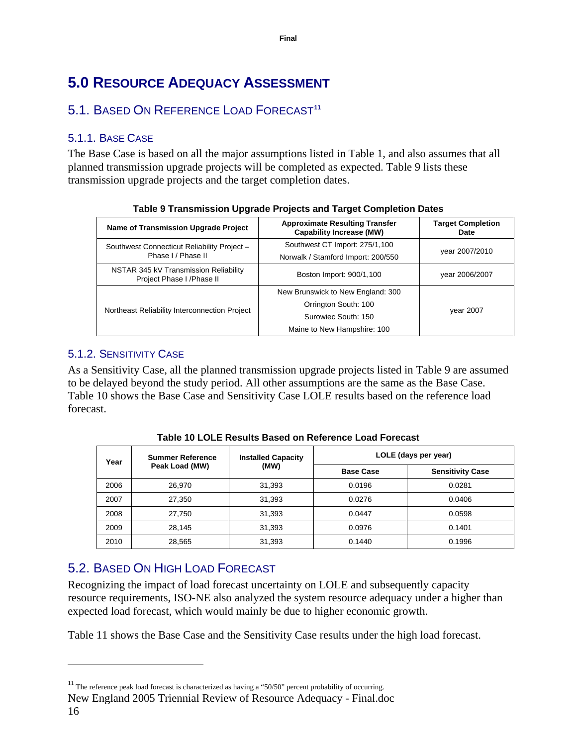# 5.0 RESOURCE ADEQUACY ASSESSMENT

## 5.1. BASED ON REFERENCE LOAD FORECAST[11]

### 5.1.1. BASE CASE

The Base Case is based on all the major assumptions listed in Table 1, and also assumes that all planned transmission upgrade projects will be completed as expected. Table 9 lists these transmission upgrade projects and the target completion dates.

**Table 9 Transmission Upgrade Projects and Target Completion Dates**

| Name of Transmission Upgrade Project | Approximate Resulting Transfer Capability Increase (MW) | Target Completion Date |
|---|---|---|
| Southwest Connecticut Reliability Project – Phase I / Phase II | Southwest CT Import: 275/1,100<br>Norwalk / Stamford Import: 200/550 | year 2007/2010 |
| NSTAR 345 kV Transmission Reliability Project Phase I /Phase II | Boston Import: 900/1,100 | year 2006/2007 |
| Northeast Reliability Interconnection Project | New Brunswick to New England: 300<br>Orrington South: 100<br>Surowiec South: 150<br>Maine to New Hampshire: 100 | year 2007 |

### 5.1.2. SENSITIVITY CASE

As a Sensitivity Case, all the planned transmission upgrade projects listed in Table 9 are assumed to be delayed beyond the study period. All other assumptions are the same as the Base Case. Table 10 shows the Base Case and Sensitivity Case LOLE results based on the reference load forecast.

**Table 10 LOLE Results Based on Reference Load Forecast**

| Year | Summer Reference Peak Load (MW) | Installed Capacity (MW) | LOLE (days per year) | |
|---|---|---|---|---|
| | | | Base Case | Sensitivity Case |
| 2006 | 26,970 | 31,393 | 0.0196 | 0.0281 |
| 2007 | 27,350 | 31,393 | 0.0276 | 0.0406 |
| 2008 | 27,750 | 31,393 | 0.0447 | 0.0598 |
| 2009 | 28,145 | 31,393 | 0.0976 | 0.1401 |
| 2010 | 28,565 | 31,393 | 0.1440 | 0.1996 |

## 5.2. BASED ON HIGH LOAD FORECAST

Recognizing the impact of load forecast uncertainty on LOLE and subsequently capacity resource requirements, ISO-NE also analyzed the system resource adequacy under a higher than expected load forecast, which would mainly be due to higher economic growth.

Table 11 shows the Base Case and the Sensitivity Case results under the high load forecast.

---

[11] The reference peak load forecast is characterized as having a "50/50" percent probability of occurring.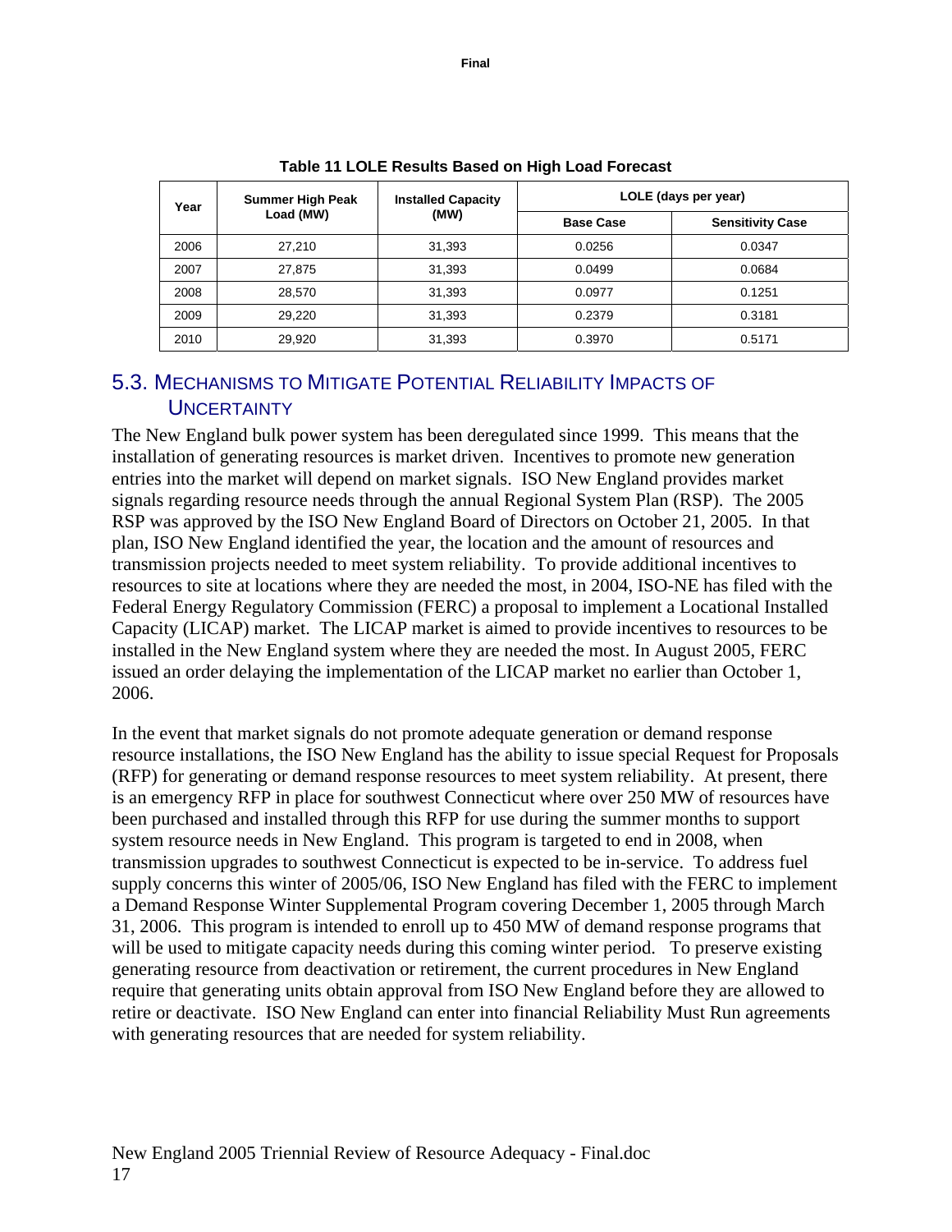**Table 11 LOLE Results Based on High Load Forecast**

| Year | Summer High Peak Load (MW) | Installed Capacity (MW) | LOLE (days per year) | |
|---|---|---|---|---|
| | | | Base Case | Sensitivity Case |
| 2006 | 27,210 | 31,393 | 0.0256 | 0.0347 |
| 2007 | 27,875 | 31,393 | 0.0499 | 0.0684 |
| 2008 | 28,570 | 31,393 | 0.0977 | 0.1251 |
| 2009 | 29,220 | 31,393 | 0.2379 | 0.3181 |
| 2010 | 29,920 | 31,393 | 0.3970 | 0.5171 |

## 5.3. Mechanisms to Mitigate Potential Reliability Impacts of Uncertainty

The New England bulk power system has been deregulated since 1999. This means that the installation of generating resources is market driven. Incentives to promote new generation entries into the market will depend on market signals. ISO New England provides market signals regarding resource needs through the annual Regional System Plan (RSP). The 2005 RSP was approved by the ISO New England Board of Directors on October 21, 2005. In that plan, ISO New England identified the year, the location and the amount of resources and transmission projects needed to meet system reliability. To provide additional incentives to resources to site at locations where they are needed the most, in 2004, ISO-NE has filed with the Federal Energy Regulatory Commission (FERC) a proposal to implement a Locational Installed Capacity (LICAP) market. The LICAP market is aimed to provide incentives to resources to be installed in the New England system where they are needed the most. In August 2005, FERC issued an order delaying the implementation of the LICAP market no earlier than October 1, 2006.

In the event that market signals do not promote adequate generation or demand response resource installations, the ISO New England has the ability to issue special Request for Proposals (RFP) for generating or demand response resources to meet system reliability. At present, there is an emergency RFP in place for southwest Connecticut where over 250 MW of resources have been purchased and installed through this RFP for use during the summer months to support system resource needs in New England. This program is targeted to end in 2008, when transmission upgrades to southwest Connecticut is expected to be in-service. To address fuel supply concerns this winter of 2005/06, ISO New England has filed with the FERC to implement a Demand Response Winter Supplemental Program covering December 1, 2005 through March 31, 2006. This program is intended to enroll up to 450 MW of demand response programs that will be used to mitigate capacity needs during this coming winter period. To preserve existing generating resource from deactivation or retirement, the current procedures in New England require that generating units obtain approval from ISO New England before they are allowed to retire or deactivate. ISO New England can enter into financial Reliability Must Run agreements with generating resources that are needed for system reliability.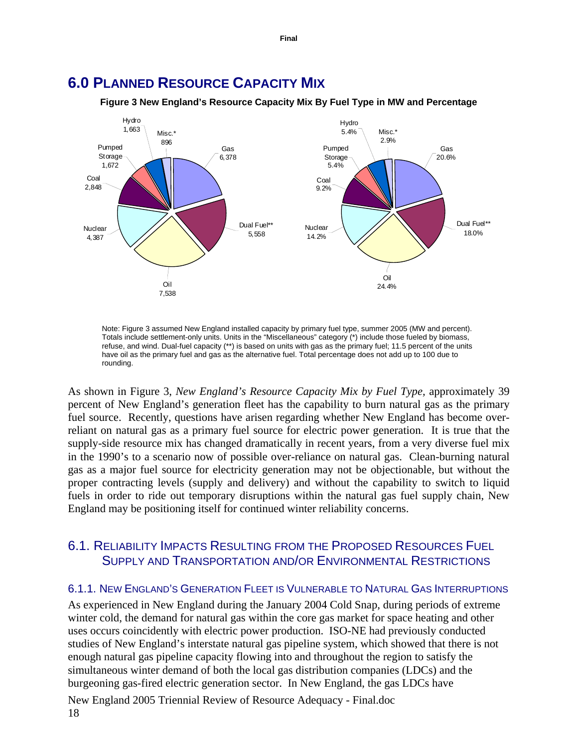# 6.0 Planned Resource Capacity Mix

**Figure 3 New England's Resource Capacity Mix By Fuel Type in MW and Percentage**

| Fuel Type | MW | Percentage |
|---|---|---|
| Gas | 6,378 | 20.6% |
| Dual Fuel** | 5,558 | 18.0% |
| Oil | 7,538 | 24.4% |
| Nuclear | 4,387 | 14.2% |
| Coal | 2,848 | 9.2% |
| Pumped Storage | 1,672 | 5.4% |
| Hydro | 1,663 | 5.4% |
| Misc.* | 896 | 2.9% |

Note: Figure 3 assumed New England installed capacity by primary fuel type, summer 2005 (MW and percent). Totals include settlement-only units. Units in the "Miscellaneous" category (*) include those fueled by biomass, refuse, and wind. Dual-fuel capacity (**) is based on units with gas as the primary fuel; 11.5 percent of the units have oil as the primary fuel and gas as the alternative fuel. Total percentage does not add up to 100 due to rounding.

As shown in Figure 3, *New England's Resource Capacity Mix by Fuel Type*, approximately 39 percent of New England's generation fleet has the capability to burn natural gas as the primary fuel source. Recently, questions have arisen regarding whether New England has become over-reliant on natural gas as a primary fuel source for electric power generation. It is true that the supply-side resource mix has changed dramatically in recent years, from a very diverse fuel mix in the 1990's to a scenario now of possible over-reliance on natural gas. Clean-burning natural gas as a major fuel source for electricity generation may not be objectionable, but without the proper contracting levels (supply and delivery) and without the capability to switch to liquid fuels in order to ride out temporary disruptions within the natural gas fuel supply chain, New England may be positioning itself for continued winter reliability concerns.

## 6.1. Reliability Impacts Resulting from the Proposed Resources Fuel Supply and Transportation and/or Environmental Restrictions

### 6.1.1. New England's Generation Fleet is Vulnerable to Natural Gas Interruptions

As experienced in New England during the January 2004 Cold Snap, during periods of extreme winter cold, the demand for natural gas within the core gas market for space heating and other uses occurs coincidently with electric power production. ISO-NE had previously conducted studies of New England's interstate natural gas pipeline system, which showed that there is not enough natural gas pipeline capacity flowing into and throughout the region to satisfy the simultaneous winter demand of both the local gas distribution companies (LDCs) and the burgeoning gas-fired electric generation sector. In New England, the gas LDCs have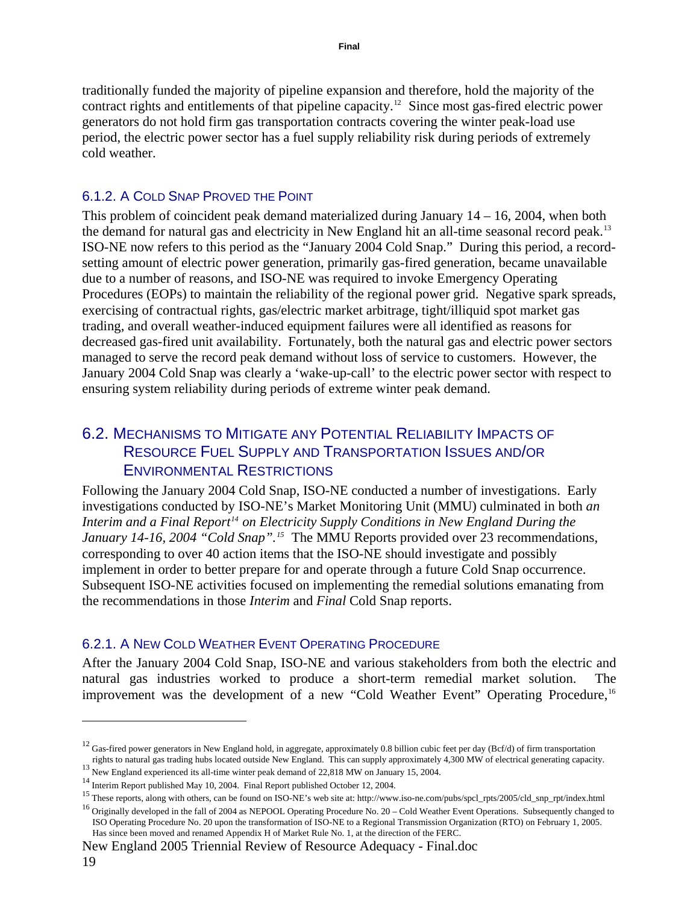traditionally funded the majority of pipeline expansion and therefore, hold the majority of the contract rights and entitlements of that pipeline capacity.[12] Since most gas-fired electric power generators do not hold firm gas transportation contracts covering the winter peak-load use period, the electric power sector has a fuel supply reliability risk during periods of extremely cold weather.

### 6.1.2. A Cold Snap Proved the Point

This problem of coincident peak demand materialized during January 14 – 16, 2004, when both the demand for natural gas and electricity in New England hit an all-time seasonal record peak.[13] ISO-NE now refers to this period as the "January 2004 Cold Snap." During this period, a record-setting amount of electric power generation, primarily gas-fired generation, became unavailable due to a number of reasons, and ISO-NE was required to invoke Emergency Operating Procedures (EOPs) to maintain the reliability of the regional power grid. Negative spark spreads, exercising of contractual rights, gas/electric market arbitrage, tight/illiquid spot market gas trading, and overall weather-induced equipment failures were all identified as reasons for decreased gas-fired unit availability. Fortunately, both the natural gas and electric power sectors managed to serve the record peak demand without loss of service to customers. However, the January 2004 Cold Snap was clearly a 'wake-up-call' to the electric power sector with respect to ensuring system reliability during periods of extreme winter peak demand.

## 6.2. Mechanisms to Mitigate any Potential Reliability Impacts of Resource Fuel Supply and Transportation Issues and/or Environmental Restrictions

Following the January 2004 Cold Snap, ISO-NE conducted a number of investigations. Early investigations conducted by ISO-NE's Market Monitoring Unit (MMU) culminated in both *an Interim and a Final Report*[14] *on Electricity Supply Conditions in New England During the January 14-16, 2004 "Cold Snap".*[15] The MMU Reports provided over 23 recommendations, corresponding to over 40 action items that the ISO-NE should investigate and possibly implement in order to better prepare for and operate through a future Cold Snap occurrence. Subsequent ISO-NE activities focused on implementing the remedial solutions emanating from the recommendations in those *Interim* and *Final* Cold Snap reports.

### 6.2.1. A New Cold Weather Event Operating Procedure

After the January 2004 Cold Snap, ISO-NE and various stakeholders from both the electric and natural gas industries worked to produce a short-term remedial market solution. The improvement was the development of a new "Cold Weather Event" Operating Procedure,[16]

---

[12] Gas-fired power generators in New England hold, in aggregate, approximately 0.8 billion cubic feet per day (Bcf/d) of firm transportation rights to natural gas trading hubs located outside New England. This can supply approximately 4,300 MW of electrical generating capacity.

[13] New England experienced its all-time winter peak demand of 22,818 MW on January 15, 2004.

[14] Interim Report published May 10, 2004. Final Report published October 12, 2004.

[15] These reports, along with others, can be found on ISO-NE's web site at: http://www.iso-ne.com/pubs/spcl_rpts/2005/cld_snp_rpt/index.html

[16] Originally developed in the fall of 2004 as NEPOOL Operating Procedure No. 20 – Cold Weather Event Operations. Subsequently changed to ISO Operating Procedure No. 20 upon the transformation of ISO-NE to a Regional Transmission Organization (RTO) on February 1, 2005. Has since been moved and renamed Appendix H of Market Rule No. 1, at the direction of the FERC.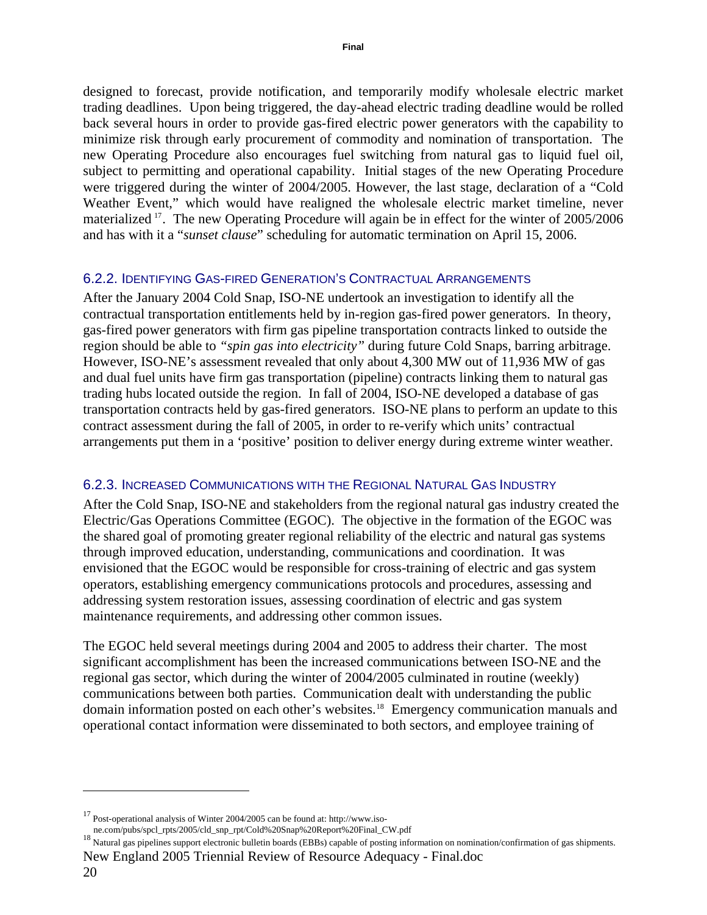designed to forecast, provide notification, and temporarily modify wholesale electric market trading deadlines. Upon being triggered, the day-ahead electric trading deadline would be rolled back several hours in order to provide gas-fired electric power generators with the capability to minimize risk through early procurement of commodity and nomination of transportation. The new Operating Procedure also encourages fuel switching from natural gas to liquid fuel oil, subject to permitting and operational capability. Initial stages of the new Operating Procedure were triggered during the winter of 2004/2005. However, the last stage, declaration of a "Cold Weather Event," which would have realigned the wholesale electric market timeline, never materialized [17]. The new Operating Procedure will again be in effect for the winter of 2005/2006 and has with it a "*sunset clause*" scheduling for automatic termination on April 15, 2006.

### 6.2.2. Identifying Gas-fired Generation's Contractual Arrangements

After the January 2004 Cold Snap, ISO-NE undertook an investigation to identify all the contractual transportation entitlements held by in-region gas-fired power generators. In theory, gas-fired power generators with firm gas pipeline transportation contracts linked to outside the region should be able to *"spin gas into electricity"* during future Cold Snaps, barring arbitrage. However, ISO-NE's assessment revealed that only about 4,300 MW out of 11,936 MW of gas and dual fuel units have firm gas transportation (pipeline) contracts linking them to natural gas trading hubs located outside the region. In fall of 2004, ISO-NE developed a database of gas transportation contracts held by gas-fired generators. ISO-NE plans to perform an update to this contract assessment during the fall of 2005, in order to re-verify which units' contractual arrangements put them in a 'positive' position to deliver energy during extreme winter weather.

### 6.2.3. Increased Communications with the Regional Natural Gas Industry

After the Cold Snap, ISO-NE and stakeholders from the regional natural gas industry created the Electric/Gas Operations Committee (EGOC). The objective in the formation of the EGOC was the shared goal of promoting greater regional reliability of the electric and natural gas systems through improved education, understanding, communications and coordination. It was envisioned that the EGOC would be responsible for cross-training of electric and gas system operators, establishing emergency communications protocols and procedures, assessing and addressing system restoration issues, assessing coordination of electric and gas system maintenance requirements, and addressing other common issues.

The EGOC held several meetings during 2004 and 2005 to address their charter. The most significant accomplishment has been the increased communications between ISO-NE and the regional gas sector, which during the winter of 2004/2005 culminated in routine (weekly) communications between both parties. Communication dealt with understanding the public domain information posted on each other's websites.[18] Emergency communication manuals and operational contact information were disseminated to both sectors, and employee training of

---

[17] Post-operational analysis of Winter 2004/2005 can be found at: http://www.iso-ne.com/pubs/spcl_rpts/2005/cld_snp_rpt/Cold%20Snap%20Report%20Final_CW.pdf

[18] Natural gas pipelines support electronic bulletin boards (EBBs) capable of posting information on nomination/confirmation of gas shipments.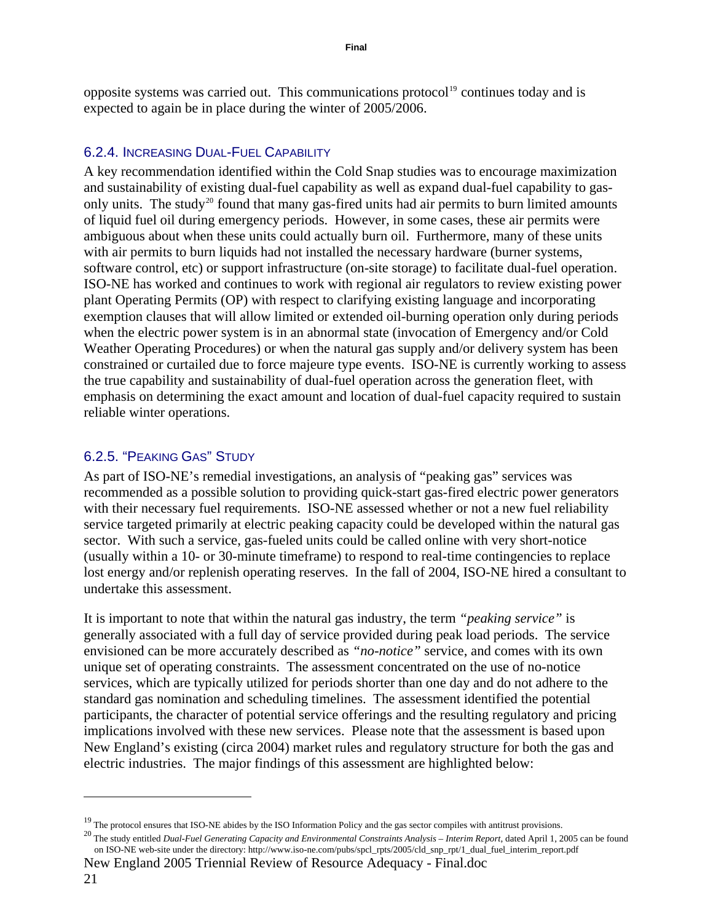opposite systems was carried out. This communications protocol[19] continues today and is expected to again be in place during the winter of 2005/2006.

### 6.2.4. Increasing Dual-Fuel Capability

A key recommendation identified within the Cold Snap studies was to encourage maximization and sustainability of existing dual-fuel capability as well as expand dual-fuel capability to gas-only units. The study[20] found that many gas-fired units had air permits to burn limited amounts of liquid fuel oil during emergency periods. However, in some cases, these air permits were ambiguous about when these units could actually burn oil. Furthermore, many of these units with air permits to burn liquids had not installed the necessary hardware (burner systems, software control, etc) or support infrastructure (on-site storage) to facilitate dual-fuel operation. ISO-NE has worked and continues to work with regional air regulators to review existing power plant Operating Permits (OP) with respect to clarifying existing language and incorporating exemption clauses that will allow limited or extended oil-burning operation only during periods when the electric power system is in an abnormal state (invocation of Emergency and/or Cold Weather Operating Procedures) or when the natural gas supply and/or delivery system has been constrained or curtailed due to force majeure type events. ISO-NE is currently working to assess the true capability and sustainability of dual-fuel operation across the generation fleet, with emphasis on determining the exact amount and location of dual-fuel capacity required to sustain reliable winter operations.

### 6.2.5. "Peaking Gas" Study

As part of ISO-NE's remedial investigations, an analysis of "peaking gas" services was recommended as a possible solution to providing quick-start gas-fired electric power generators with their necessary fuel requirements. ISO-NE assessed whether or not a new fuel reliability service targeted primarily at electric peaking capacity could be developed within the natural gas sector. With such a service, gas-fueled units could be called online with very short-notice (usually within a 10- or 30-minute timeframe) to respond to real-time contingencies to replace lost energy and/or replenish operating reserves. In the fall of 2004, ISO-NE hired a consultant to undertake this assessment.

It is important to note that within the natural gas industry, the term *"peaking service"* is generally associated with a full day of service provided during peak load periods. The service envisioned can be more accurately described as *"no-notice"* service, and comes with its own unique set of operating constraints. The assessment concentrated on the use of no-notice services, which are typically utilized for periods shorter than one day and do not adhere to the standard gas nomination and scheduling timelines. The assessment identified the potential participants, the character of potential service offerings and the resulting regulatory and pricing implications involved with these new services. Please note that the assessment is based upon New England's existing (circa 2004) market rules and regulatory structure for both the gas and electric industries. The major findings of this assessment are highlighted below:

---

[19] The protocol ensures that ISO-NE abides by the ISO Information Policy and the gas sector compiles with antitrust provisions.

[20] The study entitled *Dual-Fuel Generating Capacity and Environmental Constraints Analysis – Interim Report*, dated April 1, 2005 can be found on ISO-NE web-site under the directory: http://www.iso-ne.com/pubs/spcl_rpts/2005/cld_snp_rpt/1_dual_fuel_interim_report.pdf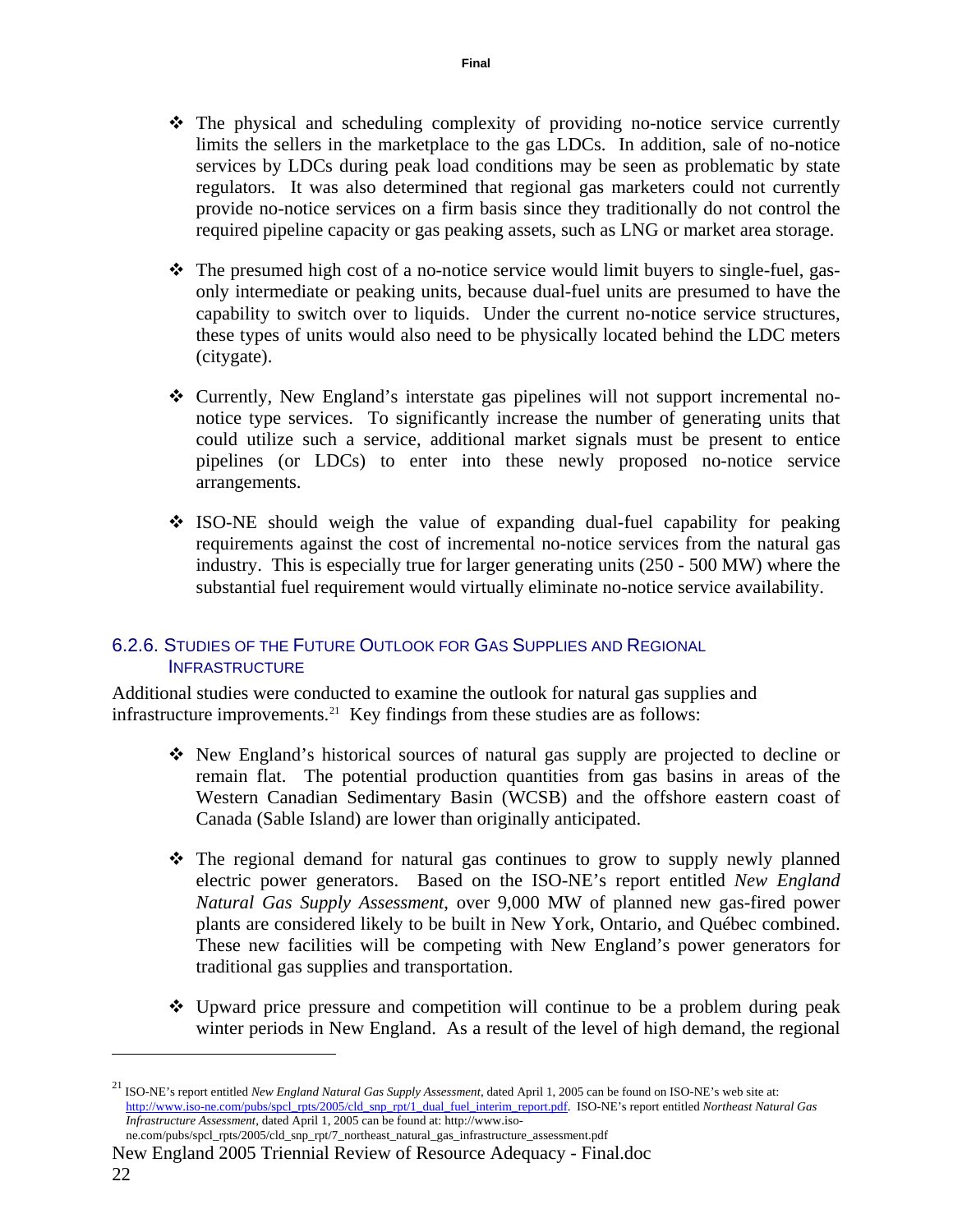- The physical and scheduling complexity of providing no-notice service currently limits the sellers in the marketplace to the gas LDCs. In addition, sale of no-notice services by LDCs during peak load conditions may be seen as problematic by state regulators. It was also determined that regional gas marketers could not currently provide no-notice services on a firm basis since they traditionally do not control the required pipeline capacity or gas peaking assets, such as LNG or market area storage.

- The presumed high cost of a no-notice service would limit buyers to single-fuel, gas-only intermediate or peaking units, because dual-fuel units are presumed to have the capability to switch over to liquids. Under the current no-notice service structures, these types of units would also need to be physically located behind the LDC meters (citygate).

- Currently, New England's interstate gas pipelines will not support incremental no-notice type services. To significantly increase the number of generating units that could utilize such a service, additional market signals must be present to entice pipelines (or LDCs) to enter into these newly proposed no-notice service arrangements.

- ISO-NE should weigh the value of expanding dual-fuel capability for peaking requirements against the cost of incremental no-notice services from the natural gas industry. This is especially true for larger generating units (250 - 500 MW) where the substantial fuel requirement would virtually eliminate no-notice service availability.

### 6.2.6. Studies of the Future Outlook for Gas Supplies and Regional Infrastructure

Additional studies were conducted to examine the outlook for natural gas supplies and infrastructure improvements.[21] Key findings from these studies are as follows:

- New England's historical sources of natural gas supply are projected to decline or remain flat. The potential production quantities from gas basins in areas of the Western Canadian Sedimentary Basin (WCSB) and the offshore eastern coast of Canada (Sable Island) are lower than originally anticipated.

- The regional demand for natural gas continues to grow to supply newly planned electric power generators. Based on the ISO-NE's report entitled *New England Natural Gas Supply Assessment*, over 9,000 MW of planned new gas-fired power plants are considered likely to be built in New York, Ontario, and Québec combined. These new facilities will be competing with New England's power generators for traditional gas supplies and transportation.

- Upward price pressure and competition will continue to be a problem during peak winter periods in New England. As a result of the level of high demand, the regional

[21] ISO-NE's report entitled *New England Natural Gas Supply Assessment*, dated April 1, 2005 can be found on ISO-NE's web site at: http://www.iso-ne.com/pubs/spcl_rpts/2005/cld_snp_rpt/1_dual_fuel_interim_report.pdf. ISO-NE's report entitled *Northeast Natural Gas Infrastructure Assessment*, dated April 1, 2005 can be found at: http://www.iso-ne.com/pubs/spcl_rpts/2005/cld_snp_rpt/7_northeast_natural_gas_infrastructure_assessment.pdf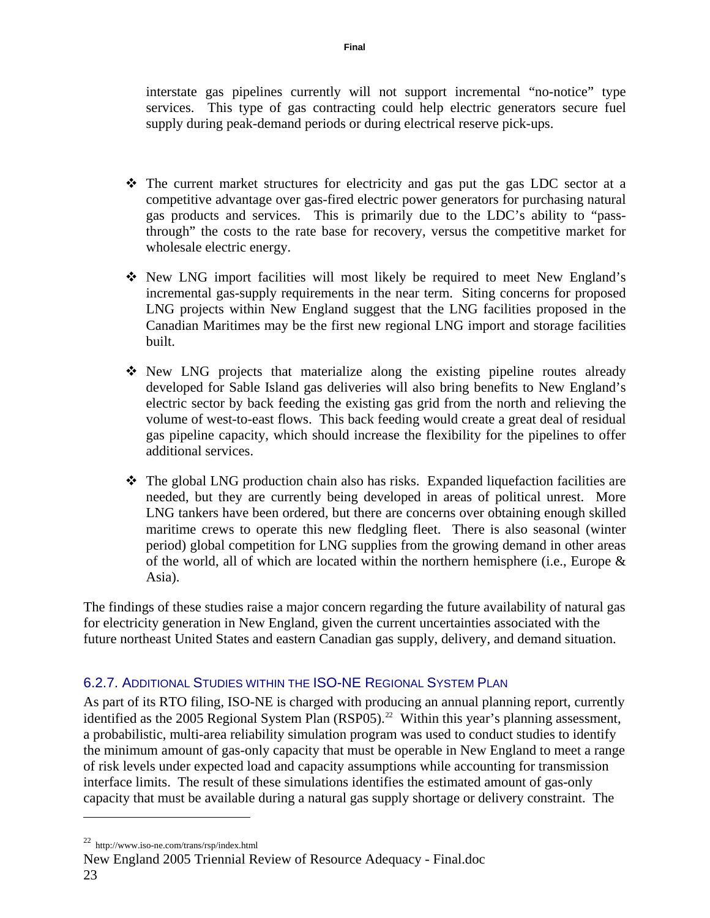interstate gas pipelines currently will not support incremental "no-notice" type services. This type of gas contracting could help electric generators secure fuel supply during peak-demand periods or during electrical reserve pick-ups.

- The current market structures for electricity and gas put the gas LDC sector at a competitive advantage over gas-fired electric power generators for purchasing natural gas products and services. This is primarily due to the LDC's ability to "pass-through" the costs to the rate base for recovery, versus the competitive market for wholesale electric energy.

- New LNG import facilities will most likely be required to meet New England's incremental gas-supply requirements in the near term. Siting concerns for proposed LNG projects within New England suggest that the LNG facilities proposed in the Canadian Maritimes may be the first new regional LNG import and storage facilities built.

- New LNG projects that materialize along the existing pipeline routes already developed for Sable Island gas deliveries will also bring benefits to New England's electric sector by back feeding the existing gas grid from the north and relieving the volume of west-to-east flows. This back feeding would create a great deal of residual gas pipeline capacity, which should increase the flexibility for the pipelines to offer additional services.

- The global LNG production chain also has risks. Expanded liquefaction facilities are needed, but they are currently being developed in areas of political unrest. More LNG tankers have been ordered, but there are concerns over obtaining enough skilled maritime crews to operate this new fledgling fleet. There is also seasonal (winter period) global competition for LNG supplies from the growing demand in other areas of the world, all of which are located within the northern hemisphere (i.e., Europe & Asia).

The findings of these studies raise a major concern regarding the future availability of natural gas for electricity generation in New England, given the current uncertainties associated with the future northeast United States and eastern Canadian gas supply, delivery, and demand situation.

### 6.2.7. Additional Studies within the ISO-NE Regional System Plan

As part of its RTO filing, ISO-NE is charged with producing an annual planning report, currently identified as the 2005 Regional System Plan (RSP05).[22] Within this year's planning assessment, a probabilistic, multi-area reliability simulation program was used to conduct studies to identify the minimum amount of gas-only capacity that must be operable in New England to meet a range of risk levels under expected load and capacity assumptions while accounting for transmission interface limits. The result of these simulations identifies the estimated amount of gas-only capacity that must be available during a natural gas supply shortage or delivery constraint. The

[22] http://www.iso-ne.com/trans/rsp/index.html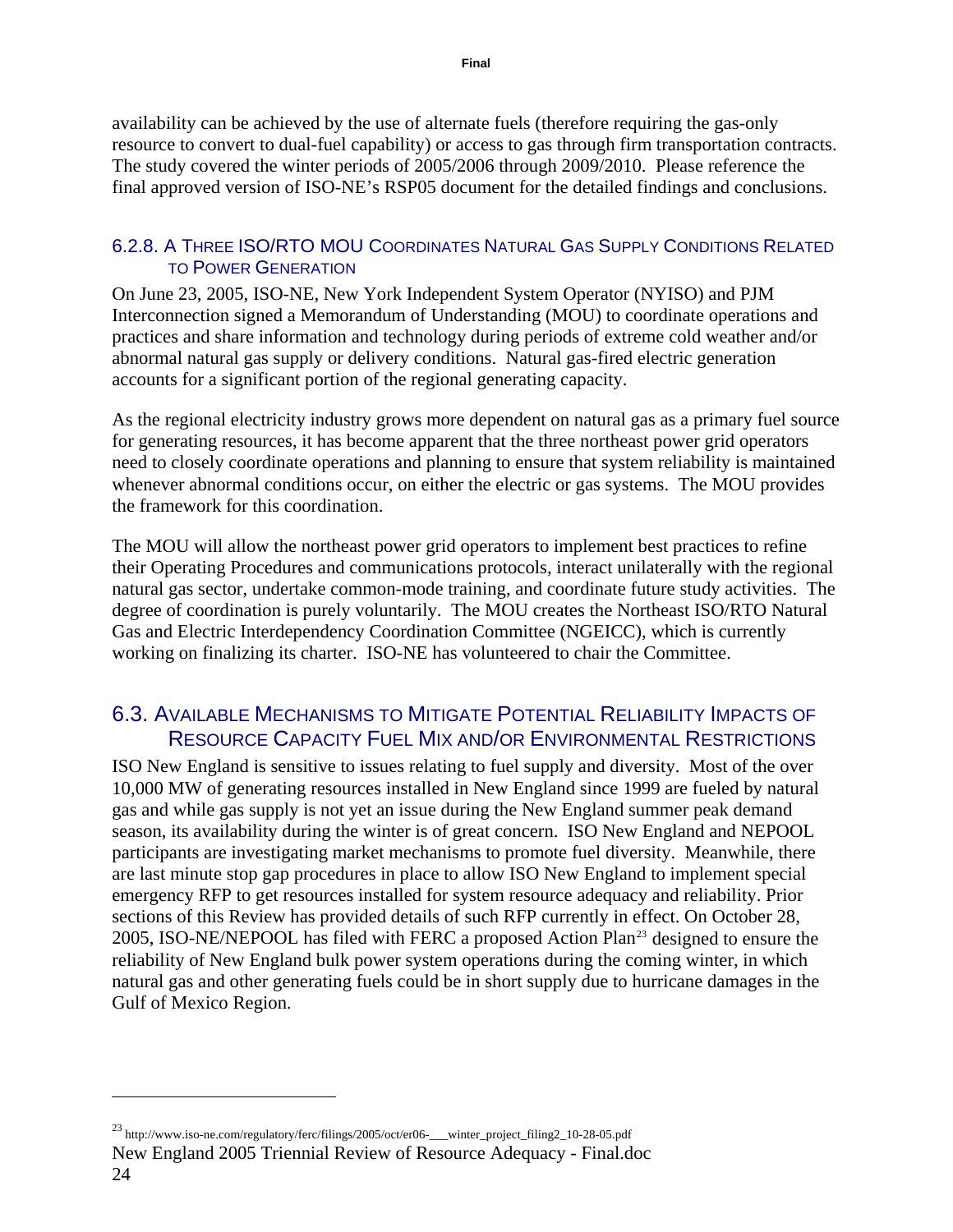availability can be achieved by the use of alternate fuels (therefore requiring the gas-only resource to convert to dual-fuel capability) or access to gas through firm transportation contracts. The study covered the winter periods of 2005/2006 through 2009/2010. Please reference the final approved version of ISO-NE's RSP05 document for the detailed findings and conclusions.

### 6.2.8. A Three ISO/RTO MOU Coordinates Natural Gas Supply Conditions Related to Power Generation

On June 23, 2005, ISO-NE, New York Independent System Operator (NYISO) and PJM Interconnection signed a Memorandum of Understanding (MOU) to coordinate operations and practices and share information and technology during periods of extreme cold weather and/or abnormal natural gas supply or delivery conditions. Natural gas-fired electric generation accounts for a significant portion of the regional generating capacity.

As the regional electricity industry grows more dependent on natural gas as a primary fuel source for generating resources, it has become apparent that the three northeast power grid operators need to closely coordinate operations and planning to ensure that system reliability is maintained whenever abnormal conditions occur, on either the electric or gas systems. The MOU provides the framework for this coordination.

The MOU will allow the northeast power grid operators to implement best practices to refine their Operating Procedures and communications protocols, interact unilaterally with the regional natural gas sector, undertake common-mode training, and coordinate future study activities. The degree of coordination is purely voluntarily. The MOU creates the Northeast ISO/RTO Natural Gas and Electric Interdependency Coordination Committee (NGEICC), which is currently working on finalizing its charter. ISO-NE has volunteered to chair the Committee.

## 6.3. Available Mechanisms to Mitigate Potential Reliability Impacts of Resource Capacity Fuel Mix and/or Environmental Restrictions

ISO New England is sensitive to issues relating to fuel supply and diversity. Most of the over 10,000 MW of generating resources installed in New England since 1999 are fueled by natural gas and while gas supply is not yet an issue during the New England summer peak demand season, its availability during the winter is of great concern. ISO New England and NEPOOL participants are investigating market mechanisms to promote fuel diversity. Meanwhile, there are last minute stop gap procedures in place to allow ISO New England to implement special emergency RFP to get resources installed for system resource adequacy and reliability. Prior sections of this Review has provided details of such RFP currently in effect. On October 28, 2005, ISO-NE/NEPOOL has filed with FERC a proposed Action Plan[23] designed to ensure the reliability of New England bulk power system operations during the coming winter, in which natural gas and other generating fuels could be in short supply due to hurricane damages in the Gulf of Mexico Region.

---

[23] http://www.iso-ne.com/regulatory/ferc/filings/2005/oct/er06-___winter_project_filing2_10-28-05.pdf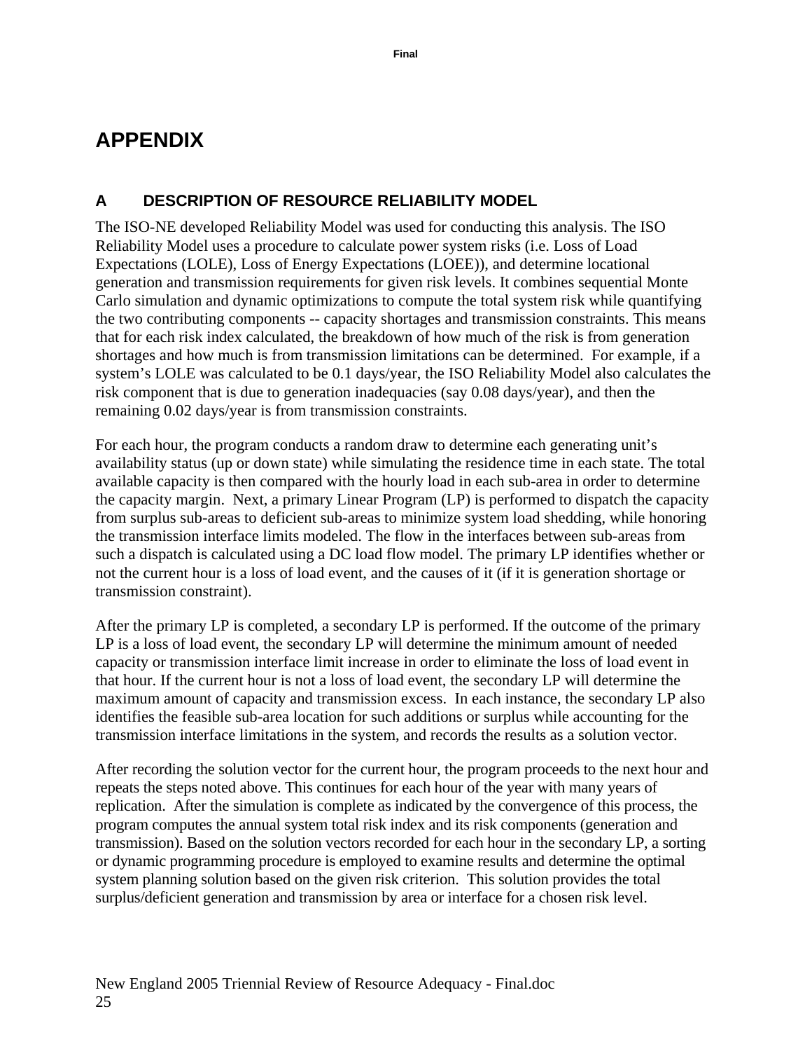# APPENDIX

## A DESCRIPTION OF RESOURCE RELIABILITY MODEL

The ISO-NE developed Reliability Model was used for conducting this analysis. The ISO Reliability Model uses a procedure to calculate power system risks (i.e. Loss of Load Expectations (LOLE), Loss of Energy Expectations (LOEE)), and determine locational generation and transmission requirements for given risk levels. It combines sequential Monte Carlo simulation and dynamic optimizations to compute the total system risk while quantifying the two contributing components -- capacity shortages and transmission constraints. This means that for each risk index calculated, the breakdown of how much of the risk is from generation shortages and how much is from transmission limitations can be determined. For example, if a system's LOLE was calculated to be 0.1 days/year, the ISO Reliability Model also calculates the risk component that is due to generation inadequacies (say 0.08 days/year), and then the remaining 0.02 days/year is from transmission constraints.

For each hour, the program conducts a random draw to determine each generating unit's availability status (up or down state) while simulating the residence time in each state. The total available capacity is then compared with the hourly load in each sub-area in order to determine the capacity margin. Next, a primary Linear Program (LP) is performed to dispatch the capacity from surplus sub-areas to deficient sub-areas to minimize system load shedding, while honoring the transmission interface limits modeled. The flow in the interfaces between sub-areas from such a dispatch is calculated using a DC load flow model. The primary LP identifies whether or not the current hour is a loss of load event, and the causes of it (if it is generation shortage or transmission constraint).

After the primary LP is completed, a secondary LP is performed. If the outcome of the primary LP is a loss of load event, the secondary LP will determine the minimum amount of needed capacity or transmission interface limit increase in order to eliminate the loss of load event in that hour. If the current hour is not a loss of load event, the secondary LP will determine the maximum amount of capacity and transmission excess. In each instance, the secondary LP also identifies the feasible sub-area location for such additions or surplus while accounting for the transmission interface limitations in the system, and records the results as a solution vector.

After recording the solution vector for the current hour, the program proceeds to the next hour and repeats the steps noted above. This continues for each hour of the year with many years of replication. After the simulation is complete as indicated by the convergence of this process, the program computes the annual system total risk index and its risk components (generation and transmission). Based on the solution vectors recorded for each hour in the secondary LP, a sorting or dynamic programming procedure is employed to examine results and determine the optimal system planning solution based on the given risk criterion. This solution provides the total surplus/deficient generation and transmission by area or interface for a chosen risk level.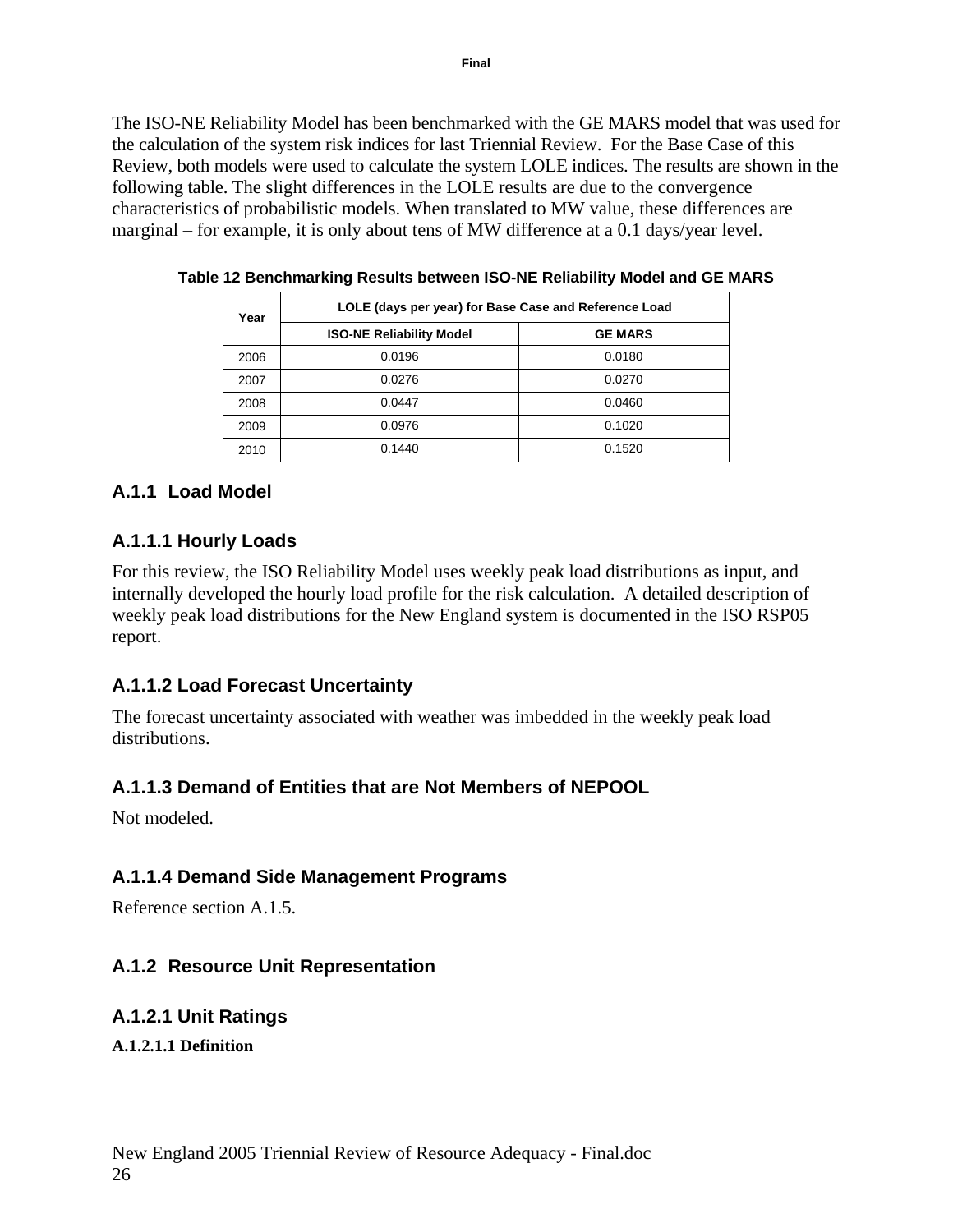The ISO-NE Reliability Model has been benchmarked with the GE MARS model that was used for the calculation of the system risk indices for last Triennial Review. For the Base Case of this Review, both models were used to calculate the system LOLE indices. The results are shown in the following table. The slight differences in the LOLE results are due to the convergence characteristics of probabilistic models. When translated to MW value, these differences are marginal – for example, it is only about tens of MW difference at a 0.1 days/year level.

**Table 12 Benchmarking Results between ISO-NE Reliability Model and GE MARS**

| Year | LOLE (days per year) for Base Case and Reference Load | |
|---|---|---|
| | ISO-NE Reliability Model | GE MARS |
| 2006 | 0.0196 | 0.0180 |
| 2007 | 0.0276 | 0.0270 |
| 2008 | 0.0447 | 0.0460 |
| 2009 | 0.0976 | 0.1020 |
| 2010 | 0.1440 | 0.1520 |

## A.1.1 Load Model

### A.1.1.1 Hourly Loads

For this review, the ISO Reliability Model uses weekly peak load distributions as input, and internally developed the hourly load profile for the risk calculation. A detailed description of weekly peak load distributions for the New England system is documented in the ISO RSP05 report.

### A.1.1.2 Load Forecast Uncertainty

The forecast uncertainty associated with weather was imbedded in the weekly peak load distributions.

### A.1.1.3 Demand of Entities that are Not Members of NEPOOL

Not modeled.

### A.1.1.4 Demand Side Management Programs

Reference section A.1.5.

## A.1.2 Resource Unit Representation

### A.1.2.1 Unit Ratings

#### A.1.2.1.1 Definition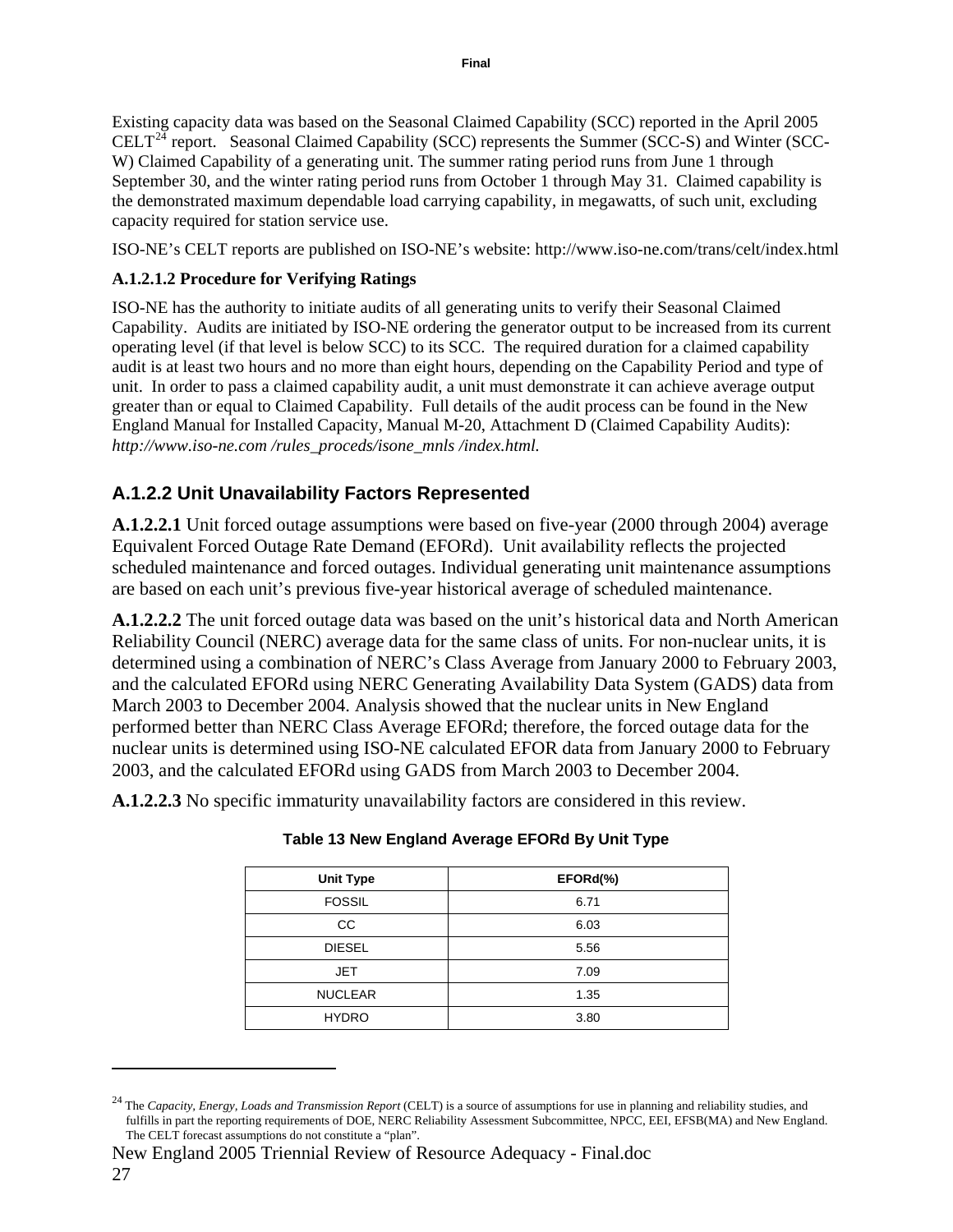Existing capacity data was based on the Seasonal Claimed Capability (SCC) reported in the April 2005 CELT[24] report. Seasonal Claimed Capability (SCC) represents the Summer (SCC-S) and Winter (SCC-W) Claimed Capability of a generating unit. The summer rating period runs from June 1 through September 30, and the winter rating period runs from October 1 through May 31. Claimed capability is the demonstrated maximum dependable load carrying capability, in megawatts, of such unit, excluding capacity required for station service use.

ISO-NE's CELT reports are published on ISO-NE's website: http://www.iso-ne.com/trans/celt/index.html

**A.1.2.1.2 Procedure for Verifying Ratings**

ISO-NE has the authority to initiate audits of all generating units to verify their Seasonal Claimed Capability. Audits are initiated by ISO-NE ordering the generator output to be increased from its current operating level (if that level is below SCC) to its SCC. The required duration for a claimed capability audit is at least two hours and no more than eight hours, depending on the Capability Period and type of unit. In order to pass a claimed capability audit, a unit must demonstrate it can achieve average output greater than or equal to Claimed Capability. Full details of the audit process can be found in the New England Manual for Installed Capacity, Manual M-20, Attachment D (Claimed Capability Audits): *http://www.iso-ne.com /rules_proceds/isone_mnls /index.html.*

## A.1.2.2 Unit Unavailability Factors Represented

**A.1.2.2.1** Unit forced outage assumptions were based on five-year (2000 through 2004) average Equivalent Forced Outage Rate Demand (EFORd). Unit availability reflects the projected scheduled maintenance and forced outages. Individual generating unit maintenance assumptions are based on each unit's previous five-year historical average of scheduled maintenance.

**A.1.2.2.2** The unit forced outage data was based on the unit's historical data and North American Reliability Council (NERC) average data for the same class of units. For non-nuclear units, it is determined using a combination of NERC's Class Average from January 2000 to February 2003, and the calculated EFORd using NERC Generating Availability Data System (GADS) data from March 2003 to December 2004. Analysis showed that the nuclear units in New England performed better than NERC Class Average EFORd; therefore, the forced outage data for the nuclear units is determined using ISO-NE calculated EFOR data from January 2000 to February 2003, and the calculated EFORd using GADS from March 2003 to December 2004.

**A.1.2.2.3** No specific immaturity unavailability factors are considered in this review.

**Table 13 New England Average EFORd By Unit Type**

| Unit Type | EFORd(%) |
|---|---|
| FOSSIL | 6.71 |
| CC | 6.03 |
| DIESEL | 5.56 |
| JET | 7.09 |
| NUCLEAR | 1.35 |
| HYDRO | 3.80 |

[24] The *Capacity, Energy, Loads and Transmission Report* (CELT) is a source of assumptions for use in planning and reliability studies, and fulfills in part the reporting requirements of DOE, NERC Reliability Assessment Subcommittee, NPCC, EEI, EFSB(MA) and New England. The CELT forecast assumptions do not constitute a "plan".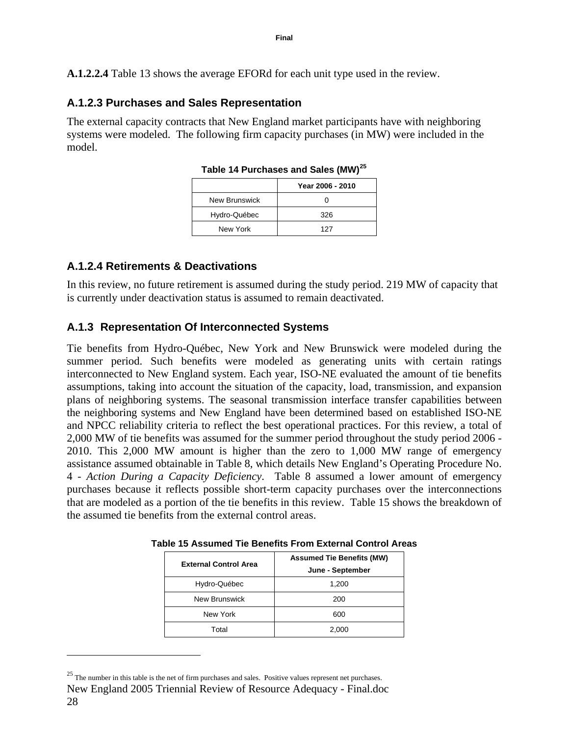**A.1.2.2.4** Table 13 shows the average EFORd for each unit type used in the review.

### A.1.2.3 Purchases and Sales Representation

The external capacity contracts that New England market participants have with neighboring systems were modeled. The following firm capacity purchases (in MW) were included in the model.

**Table 14 Purchases and Sales (MW)[25]**

| | Year 2006 - 2010 |
|---|---|
| New Brunswick | 0 |
| Hydro-Québec | 326 |
| New York | 127 |

### A.1.2.4 Retirements & Deactivations

In this review, no future retirement is assumed during the study period. 219 MW of capacity that is currently under deactivation status is assumed to remain deactivated.

### A.1.3 Representation Of Interconnected Systems

Tie benefits from Hydro-Québec, New York and New Brunswick were modeled during the summer period. Such benefits were modeled as generating units with certain ratings interconnected to New England system. Each year, ISO-NE evaluated the amount of tie benefits assumptions, taking into account the situation of the capacity, load, transmission, and expansion plans of neighboring systems. The seasonal transmission interface transfer capabilities between the neighboring systems and New England have been determined based on established ISO-NE and NPCC reliability criteria to reflect the best operational practices. For this review, a total of 2,000 MW of tie benefits was assumed for the summer period throughout the study period 2006 - 2010. This 2,000 MW amount is higher than the zero to 1,000 MW range of emergency assistance assumed obtainable in Table 8, which details New England's Operating Procedure No. 4 - *Action During a Capacity Deficiency*. Table 8 assumed a lower amount of emergency purchases because it reflects possible short-term capacity purchases over the interconnections that are modeled as a portion of the tie benefits in this review. Table 15 shows the breakdown of the assumed tie benefits from the external control areas.

**Table 15 Assumed Tie Benefits From External Control Areas**

| External Control Area | Assumed Tie Benefits (MW) June - September |
|---|---|
| Hydro-Québec | 1,200 |
| New Brunswick | 200 |
| New York | 600 |
| Total | 2,000 |

[25] The number in this table is the net of firm purchases and sales. Positive values represent net purchases.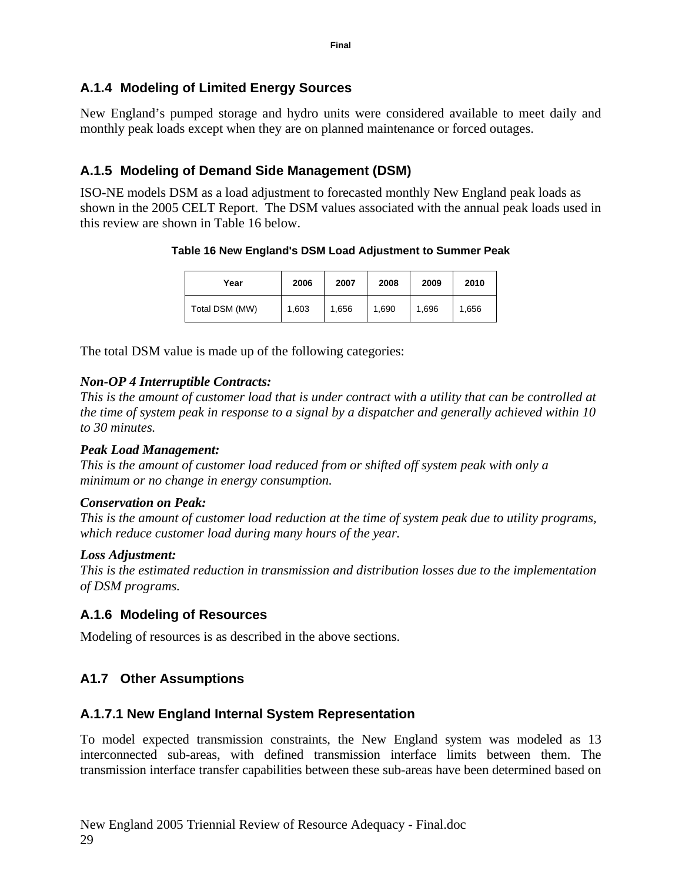### A.1.4 Modeling of Limited Energy Sources

New England's pumped storage and hydro units were considered available to meet daily and monthly peak loads except when they are on planned maintenance or forced outages.

### A.1.5 Modeling of Demand Side Management (DSM)

ISO-NE models DSM as a load adjustment to forecasted monthly New England peak loads as shown in the 2005 CELT Report. The DSM values associated with the annual peak loads used in this review are shown in Table 16 below.

**Table 16 New England's DSM Load Adjustment to Summer Peak**

| Year | 2006 | 2007 | 2008 | 2009 | 2010 |
|---|---|---|---|---|---|
| Total DSM (MW) | 1,603 | 1,656 | 1,690 | 1,696 | 1,656 |

The total DSM value is made up of the following categories:

***Non-OP 4 Interruptible Contracts:***
*This is the amount of customer load that is under contract with a utility that can be controlled at the time of system peak in response to a signal by a dispatcher and generally achieved within 10 to 30 minutes.*

***Peak Load Management:***
*This is the amount of customer load reduced from or shifted off system peak with only a minimum or no change in energy consumption.*

***Conservation on Peak:***
*This is the amount of customer load reduction at the time of system peak due to utility programs, which reduce customer load during many hours of the year.*

***Loss Adjustment:***
*This is the estimated reduction in transmission and distribution losses due to the implementation of DSM programs.*

### A.1.6 Modeling of Resources

Modeling of resources is as described in the above sections.

### A1.7 Other Assumptions

#### A.1.7.1 New England Internal System Representation

To model expected transmission constraints, the New England system was modeled as 13 interconnected sub-areas, with defined transmission interface limits between them. The transmission interface transfer capabilities between these sub-areas have been determined based on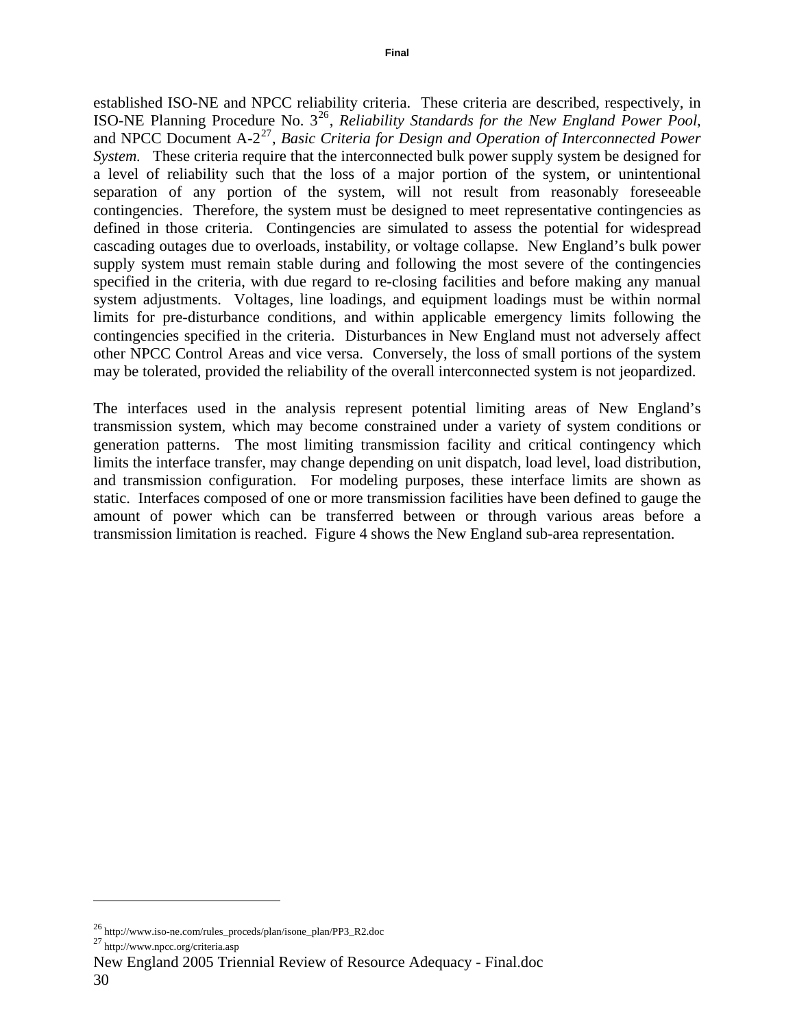established ISO-NE and NPCC reliability criteria. These criteria are described, respectively, in ISO-NE Planning Procedure No. 3[26], *Reliability Standards for the New England Power Pool*, and NPCC Document A-2[27], *Basic Criteria for Design and Operation of Interconnected Power System.* These criteria require that the interconnected bulk power supply system be designed for a level of reliability such that the loss of a major portion of the system, or unintentional separation of any portion of the system, will not result from reasonably foreseeable contingencies. Therefore, the system must be designed to meet representative contingencies as defined in those criteria. Contingencies are simulated to assess the potential for widespread cascading outages due to overloads, instability, or voltage collapse. New England's bulk power supply system must remain stable during and following the most severe of the contingencies specified in the criteria, with due regard to re-closing facilities and before making any manual system adjustments. Voltages, line loadings, and equipment loadings must be within normal limits for pre-disturbance conditions, and within applicable emergency limits following the contingencies specified in the criteria. Disturbances in New England must not adversely affect other NPCC Control Areas and vice versa. Conversely, the loss of small portions of the system may be tolerated, provided the reliability of the overall interconnected system is not jeopardized.

The interfaces used in the analysis represent potential limiting areas of New England's transmission system, which may become constrained under a variety of system conditions or generation patterns. The most limiting transmission facility and critical contingency which limits the interface transfer, may change depending on unit dispatch, load level, load distribution, and transmission configuration. For modeling purposes, these interface limits are shown as static. Interfaces composed of one or more transmission facilities have been defined to gauge the amount of power which can be transferred between or through various areas before a transmission limitation is reached. Figure 4 shows the New England sub-area representation.

---

[26] http://www.iso-ne.com/rules_proceds/plan/isone_plan/PP3_R2.doc

[27] http://www.npcc.org/criteria.asp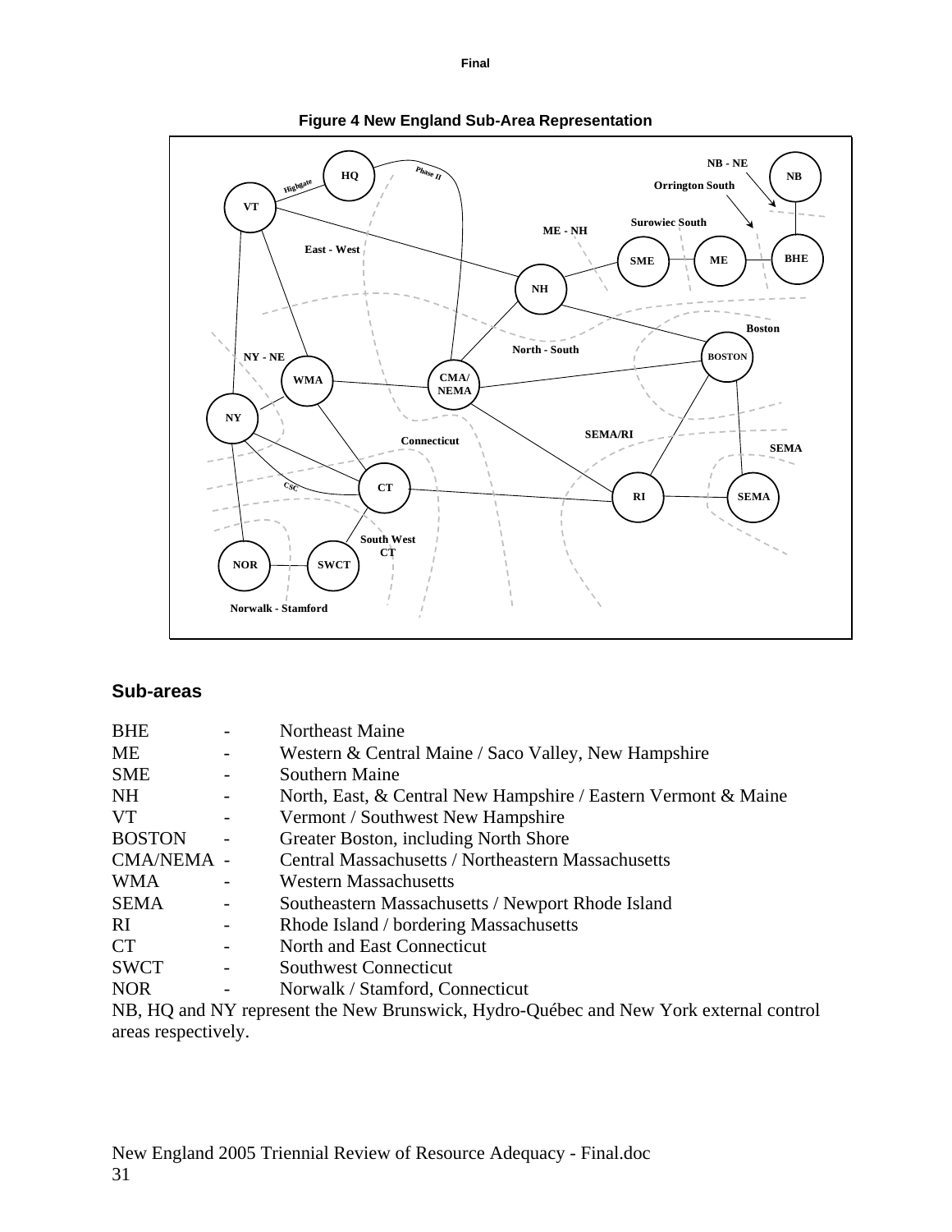**Figure 4 New England Sub-Area Representation**

## Sub-areas

BHE - Northeast Maine
ME - Western & Central Maine / Saco Valley, New Hampshire
SME - Southern Maine
NH - North, East, & Central New Hampshire / Eastern Vermont & Maine
VT - Vermont / Southwest New Hampshire
BOSTON - Greater Boston, including North Shore
CMA/NEMA - Central Massachusetts / Northeastern Massachusetts
WMA - Western Massachusetts
SEMA - Southeastern Massachusetts / Newport Rhode Island
RI - Rhode Island / bordering Massachusetts
CT - North and East Connecticut
SWCT - Southwest Connecticut
NOR - Norwalk / Stamford, Connecticut

NB, HQ and NY represent the New Brunswick, Hydro-Québec and New York external control areas respectively.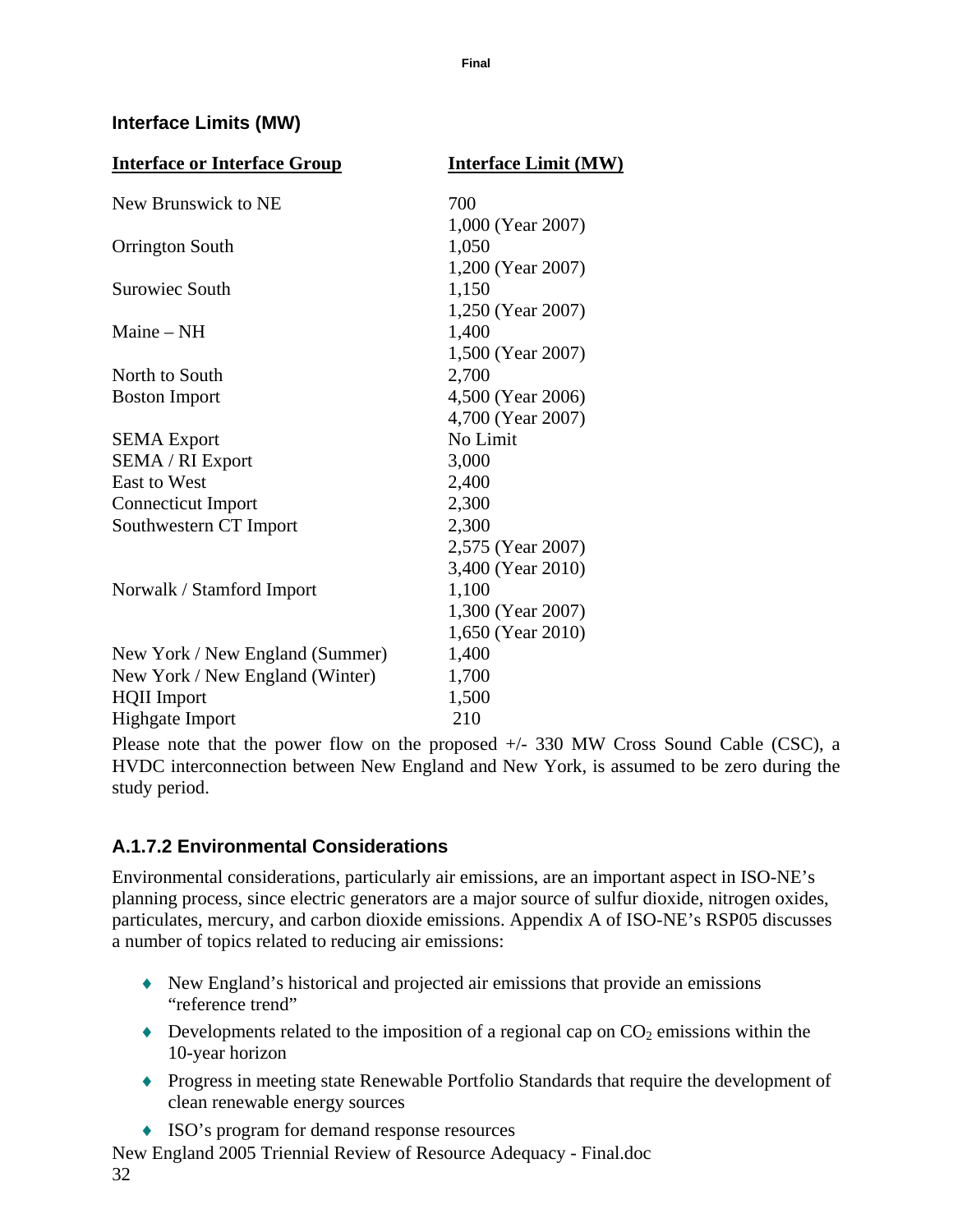### Interface Limits (MW)

| Interface or Interface Group | Interface Limit (MW) |
|---|---|
| New Brunswick to NE | 700<br>1,000 (Year 2007) |
| Orrington South | 1,050<br>1,200 (Year 2007) |
| Surowiec South | 1,150<br>1,250 (Year 2007) |
| Maine – NH | 1,400<br>1,500 (Year 2007) |
| North to South | 2,700 |
| Boston Import | 4,500 (Year 2006)<br>4,700 (Year 2007) |
| SEMA Export | No Limit |
| SEMA / RI Export | 3,000 |
| East to West | 2,400 |
| Connecticut Import | 2,300 |
| Southwestern CT Import | 2,300<br>2,575 (Year 2007)<br>3,400 (Year 2010) |
| Norwalk / Stamford Import | 1,100<br>1,300 (Year 2007)<br>1,650 (Year 2010) |
| New York / New England (Summer) | 1,400 |
| New York / New England (Winter) | 1,700 |
| HQII Import | 1,500 |
| Highgate Import | 210 |

Please note that the power flow on the proposed +/- 330 MW Cross Sound Cable (CSC), a HVDC interconnection between New England and New York, is assumed to be zero during the study period.

### A.1.7.2 Environmental Considerations

Environmental considerations, particularly air emissions, are an important aspect in ISO-NE's planning process, since electric generators are a major source of sulfur dioxide, nitrogen oxides, particulates, mercury, and carbon dioxide emissions. Appendix A of ISO-NE's RSP05 discusses a number of topics related to reducing air emissions:

- New England's historical and projected air emissions that provide an emissions "reference trend"
- Developments related to the imposition of a regional cap on $CO_2$ emissions within the 10-year horizon
- Progress in meeting state Renewable Portfolio Standards that require the development of clean renewable energy sources
- ISO's program for demand response resources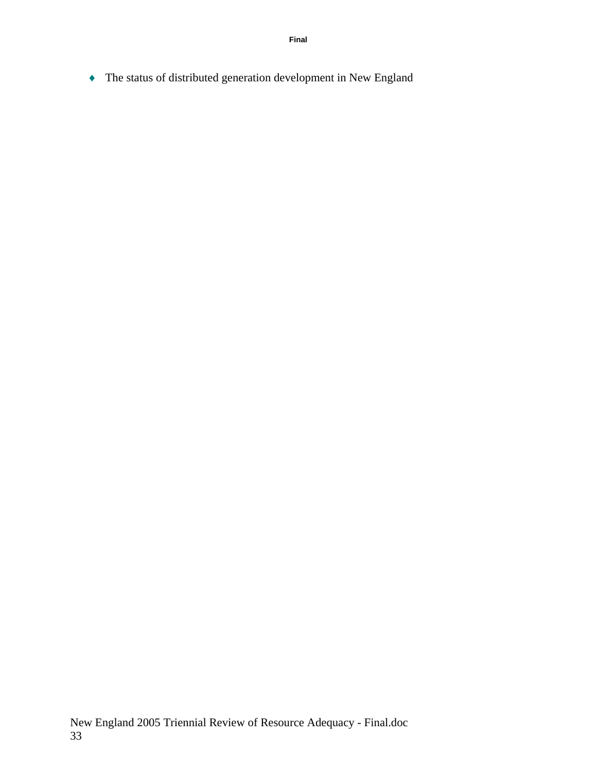- The status of distributed generation development in New England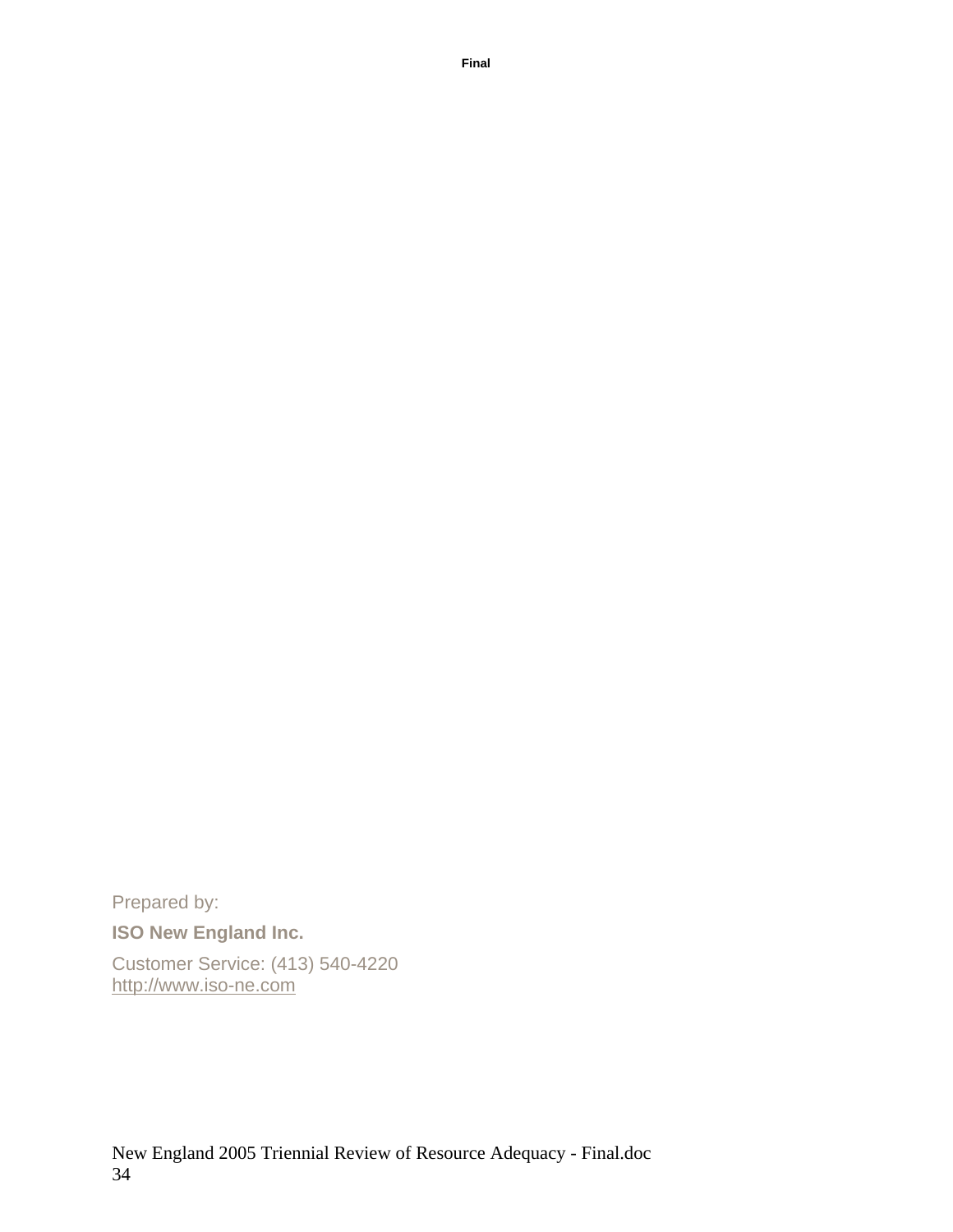Prepared by:

**ISO New England Inc.**

Customer Service: (413) 540-4220
http://www.iso-ne.com